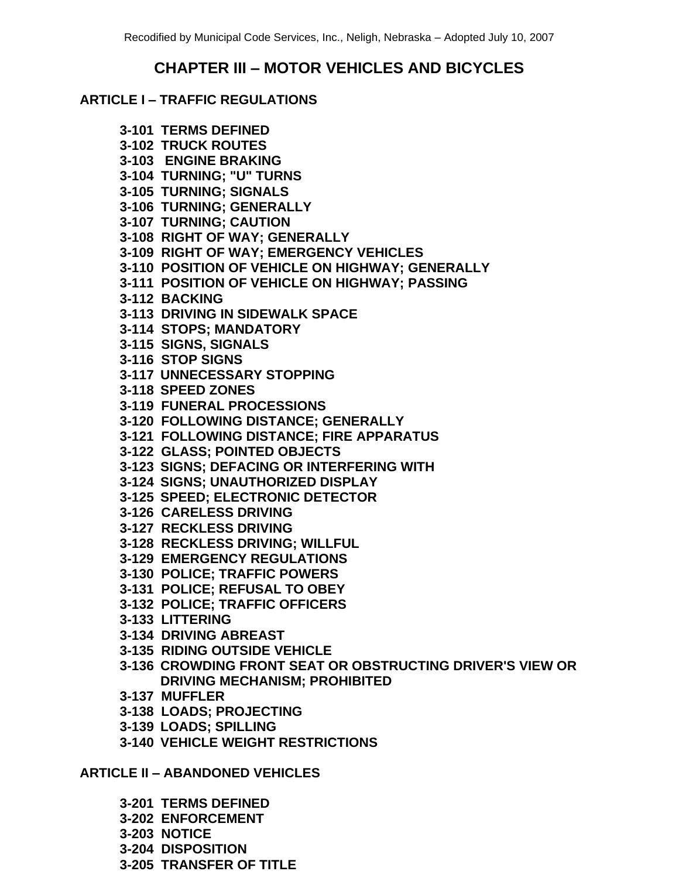Recodified by Municipal Code Services, Inc., Neligh, Nebraska – Adopted July 10, 2007

# CHAPTER III – MOTOR VEHICLES AND BICYCLES

## ARTICLE I – TRAFFIC REGULATIONS

**3-101 TERMS DEFINED**
**3-102 TRUCK ROUTES**
**3-103 ENGINE BRAKING**
**3-104 TURNING; "U" TURNS**
**3-105 TURNING; SIGNALS**
**3-106 TURNING; GENERALLY**
**3-107 TURNING; CAUTION**
**3-108 RIGHT OF WAY; GENERALLY**
**3-109 RIGHT OF WAY; EMERGENCY VEHICLES**
**3-110 POSITION OF VEHICLE ON HIGHWAY; GENERALLY**
**3-111 POSITION OF VEHICLE ON HIGHWAY; PASSING**
**3-112 BACKING**
**3-113 DRIVING IN SIDEWALK SPACE**
**3-114 STOPS; MANDATORY**
**3-115 SIGNS, SIGNALS**
**3-116 STOP SIGNS**
**3-117 UNNECESSARY STOPPING**
**3-118 SPEED ZONES**
**3-119 FUNERAL PROCESSIONS**
**3-120 FOLLOWING DISTANCE; GENERALLY**
**3-121 FOLLOWING DISTANCE; FIRE APPARATUS**
**3-122 GLASS; POINTED OBJECTS**
**3-123 SIGNS; DEFACING OR INTERFERING WITH**
**3-124 SIGNS; UNAUTHORIZED DISPLAY**
**3-125 SPEED; ELECTRONIC DETECTOR**
**3-126 CARELESS DRIVING**
**3-127 RECKLESS DRIVING**
**3-128 RECKLESS DRIVING; WILLFUL**
**3-129 EMERGENCY REGULATIONS**
**3-130 POLICE; TRAFFIC POWERS**
**3-131 POLICE; REFUSAL TO OBEY**
**3-132 POLICE; TRAFFIC OFFICERS**
**3-133 LITTERING**
**3-134 DRIVING ABREAST**
**3-135 RIDING OUTSIDE VEHICLE**
**3-136 CROWDING FRONT SEAT OR OBSTRUCTING DRIVER'S VIEW OR DRIVING MECHANISM; PROHIBITED**
**3-137 MUFFLER**
**3-138 LOADS; PROJECTING**
**3-139 LOADS; SPILLING**
**3-140 VEHICLE WEIGHT RESTRICTIONS**

## ARTICLE II – ABANDONED VEHICLES

**3-201 TERMS DEFINED**
**3-202 ENFORCEMENT**
**3-203 NOTICE**
**3-204 DISPOSITION**
**3-205 TRANSFER OF TITLE**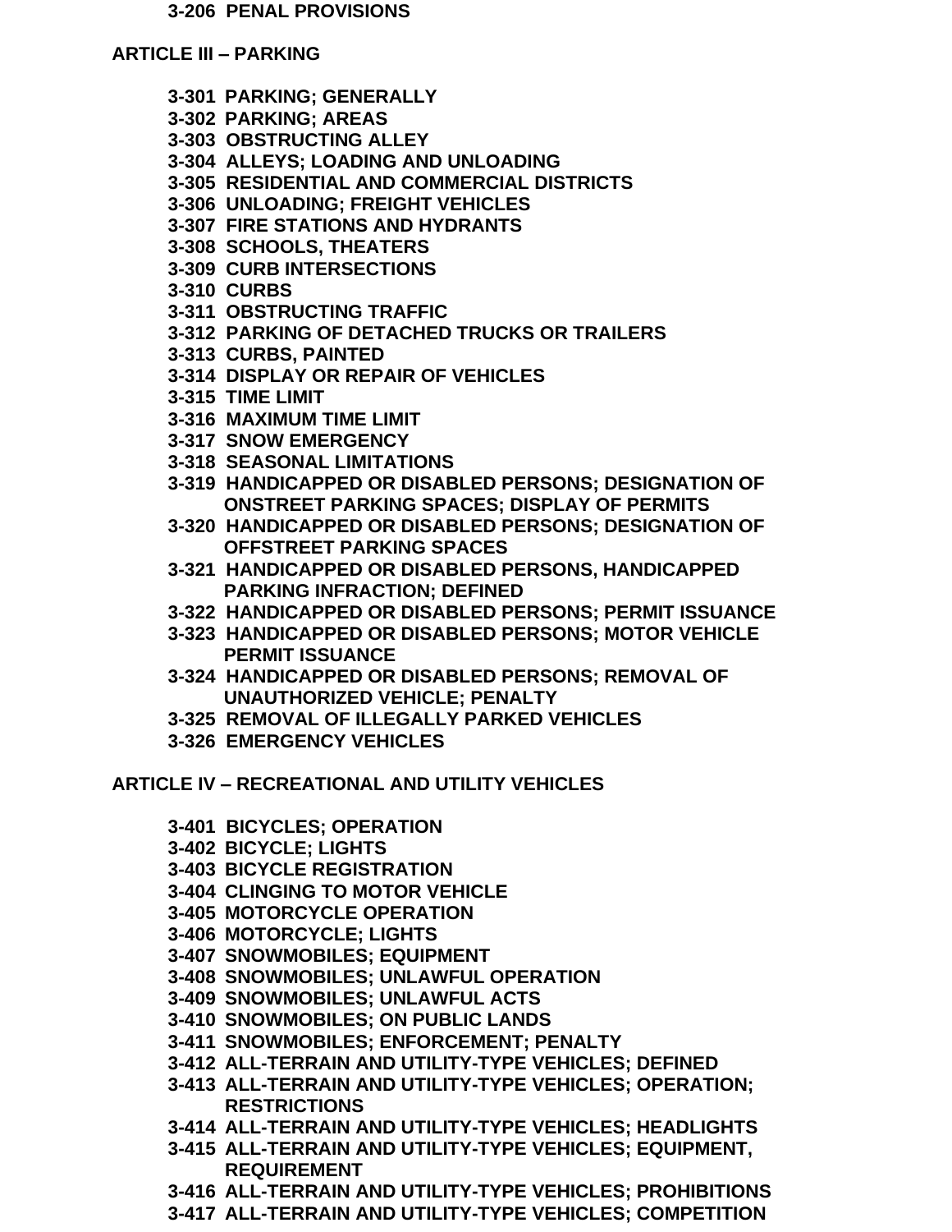**3-206 PENAL PROVISIONS**

## ARTICLE III – PARKING

**3-301 PARKING; GENERALLY**
**3-302 PARKING; AREAS**
**3-303 OBSTRUCTING ALLEY**
**3-304 ALLEYS; LOADING AND UNLOADING**
**3-305 RESIDENTIAL AND COMMERCIAL DISTRICTS**
**3-306 UNLOADING; FREIGHT VEHICLES**
**3-307 FIRE STATIONS AND HYDRANTS**
**3-308 SCHOOLS, THEATERS**
**3-309 CURB INTERSECTIONS**
**3-310 CURBS**
**3-311 OBSTRUCTING TRAFFIC**
**3-312 PARKING OF DETACHED TRUCKS OR TRAILERS**
**3-313 CURBS, PAINTED**
**3-314 DISPLAY OR REPAIR OF VEHICLES**
**3-315 TIME LIMIT**
**3-316 MAXIMUM TIME LIMIT**
**3-317 SNOW EMERGENCY**
**3-318 SEASONAL LIMITATIONS**
**3-319 HANDICAPPED OR DISABLED PERSONS; DESIGNATION OF ONSTREET PARKING SPACES; DISPLAY OF PERMITS**
**3-320 HANDICAPPED OR DISABLED PERSONS; DESIGNATION OF OFFSTREET PARKING SPACES**
**3-321 HANDICAPPED OR DISABLED PERSONS, HANDICAPPED PARKING INFRACTION; DEFINED**
**3-322 HANDICAPPED OR DISABLED PERSONS; PERMIT ISSUANCE**
**3-323 HANDICAPPED OR DISABLED PERSONS; MOTOR VEHICLE PERMIT ISSUANCE**
**3-324 HANDICAPPED OR DISABLED PERSONS; REMOVAL OF UNAUTHORIZED VEHICLE; PENALTY**
**3-325 REMOVAL OF ILLEGALLY PARKED VEHICLES**
**3-326 EMERGENCY VEHICLES**

## ARTICLE IV – RECREATIONAL AND UTILITY VEHICLES

**3-401 BICYCLES; OPERATION**
**3-402 BICYCLE; LIGHTS**
**3-403 BICYCLE REGISTRATION**
**3-404 CLINGING TO MOTOR VEHICLE**
**3-405 MOTORCYCLE OPERATION**
**3-406 MOTORCYCLE; LIGHTS**
**3-407 SNOWMOBILES; EQUIPMENT**
**3-408 SNOWMOBILES; UNLAWFUL OPERATION**
**3-409 SNOWMOBILES; UNLAWFUL ACTS**
**3-410 SNOWMOBILES; ON PUBLIC LANDS**
**3-411 SNOWMOBILES; ENFORCEMENT; PENALTY**
**3-412 ALL-TERRAIN AND UTILITY-TYPE VEHICLES; DEFINED**
**3-413 ALL-TERRAIN AND UTILITY-TYPE VEHICLES; OPERATION; RESTRICTIONS**
**3-414 ALL-TERRAIN AND UTILITY-TYPE VEHICLES; HEADLIGHTS**
**3-415 ALL-TERRAIN AND UTILITY-TYPE VEHICLES; EQUIPMENT, REQUIREMENT**
**3-416 ALL-TERRAIN AND UTILITY-TYPE VEHICLES; PROHIBITIONS**
**3-417 ALL-TERRAIN AND UTILITY-TYPE VEHICLES; COMPETITION**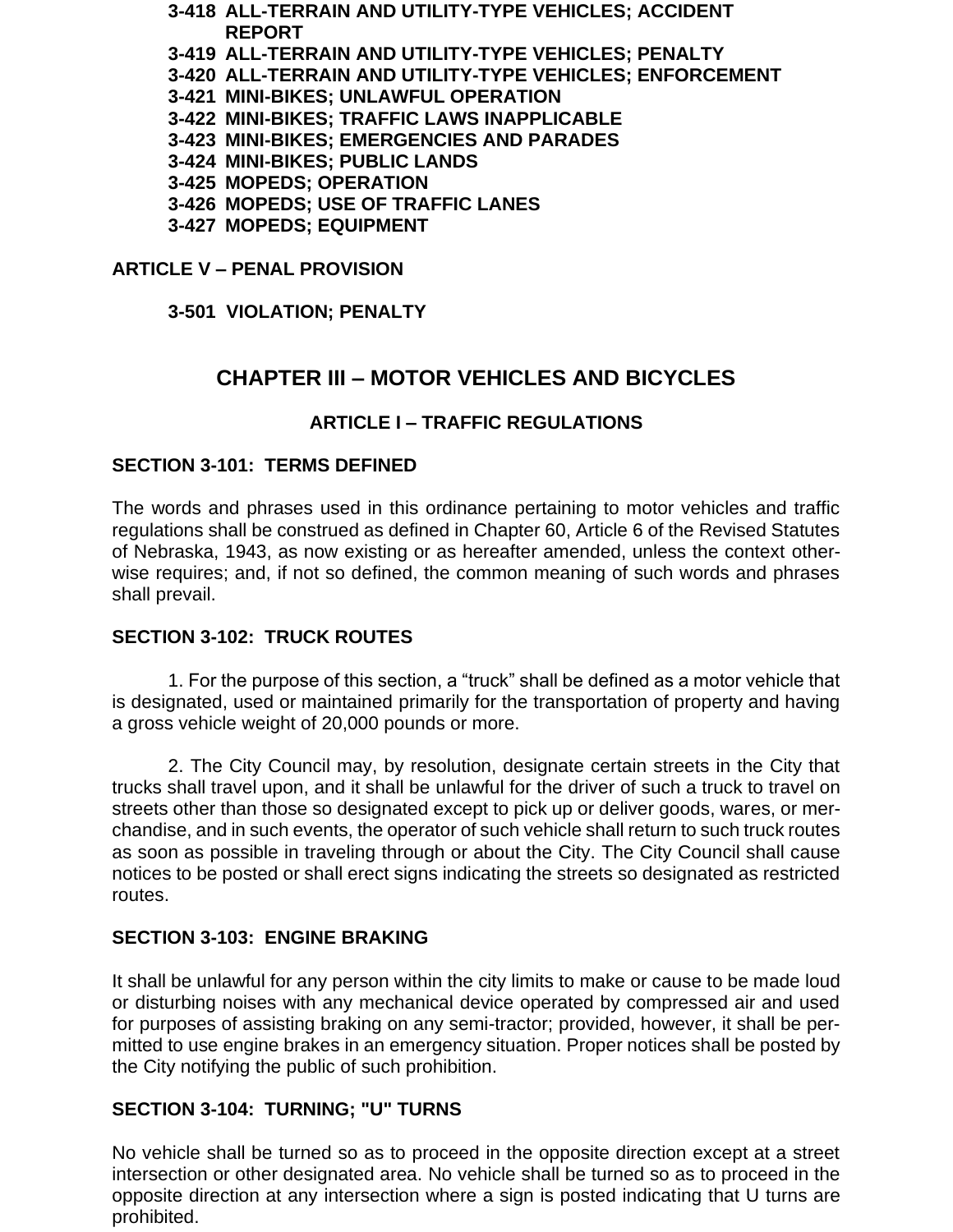**3-418 ALL-TERRAIN AND UTILITY-TYPE VEHICLES; ACCIDENT REPORT**
**3-419 ALL-TERRAIN AND UTILITY-TYPE VEHICLES; PENALTY**
**3-420 ALL-TERRAIN AND UTILITY-TYPE VEHICLES; ENFORCEMENT**
**3-421 MINI-BIKES; UNLAWFUL OPERATION**
**3-422 MINI-BIKES; TRAFFIC LAWS INAPPLICABLE**
**3-423 MINI-BIKES; EMERGENCIES AND PARADES**
**3-424 MINI-BIKES; PUBLIC LANDS**
**3-425 MOPEDS; OPERATION**
**3-426 MOPEDS; USE OF TRAFFIC LANES**
**3-427 MOPEDS; EQUIPMENT**

**ARTICLE V – PENAL PROVISION**

**3-501 VIOLATION; PENALTY**

# CHAPTER III – MOTOR VEHICLES AND BICYCLES

## ARTICLE I – TRAFFIC REGULATIONS

### SECTION 3-101: TERMS DEFINED

The words and phrases used in this ordinance pertaining to motor vehicles and traffic regulations shall be construed as defined in Chapter 60, Article 6 of the Revised Statutes of Nebraska, 1943, as now existing or as hereafter amended, unless the context otherwise requires; and, if not so defined, the common meaning of such words and phrases shall prevail.

### SECTION 3-102: TRUCK ROUTES

1. For the purpose of this section, a "truck" shall be defined as a motor vehicle that is designated, used or maintained primarily for the transportation of property and having a gross vehicle weight of 20,000 pounds or more.

2. The City Council may, by resolution, designate certain streets in the City that trucks shall travel upon, and it shall be unlawful for the driver of such a truck to travel on streets other than those so designated except to pick up or deliver goods, wares, or merchandise, and in such events, the operator of such vehicle shall return to such truck routes as soon as possible in traveling through or about the City. The City Council shall cause notices to be posted or shall erect signs indicating the streets so designated as restricted routes.

### SECTION 3-103: ENGINE BRAKING

It shall be unlawful for any person within the city limits to make or cause to be made loud or disturbing noises with any mechanical device operated by compressed air and used for purposes of assisting braking on any semi-tractor; provided, however, it shall be permitted to use engine brakes in an emergency situation. Proper notices shall be posted by the City notifying the public of such prohibition.

### SECTION 3-104: TURNING; "U" TURNS

No vehicle shall be turned so as to proceed in the opposite direction except at a street intersection or other designated area. No vehicle shall be turned so as to proceed in the opposite direction at any intersection where a sign is posted indicating that U turns are prohibited.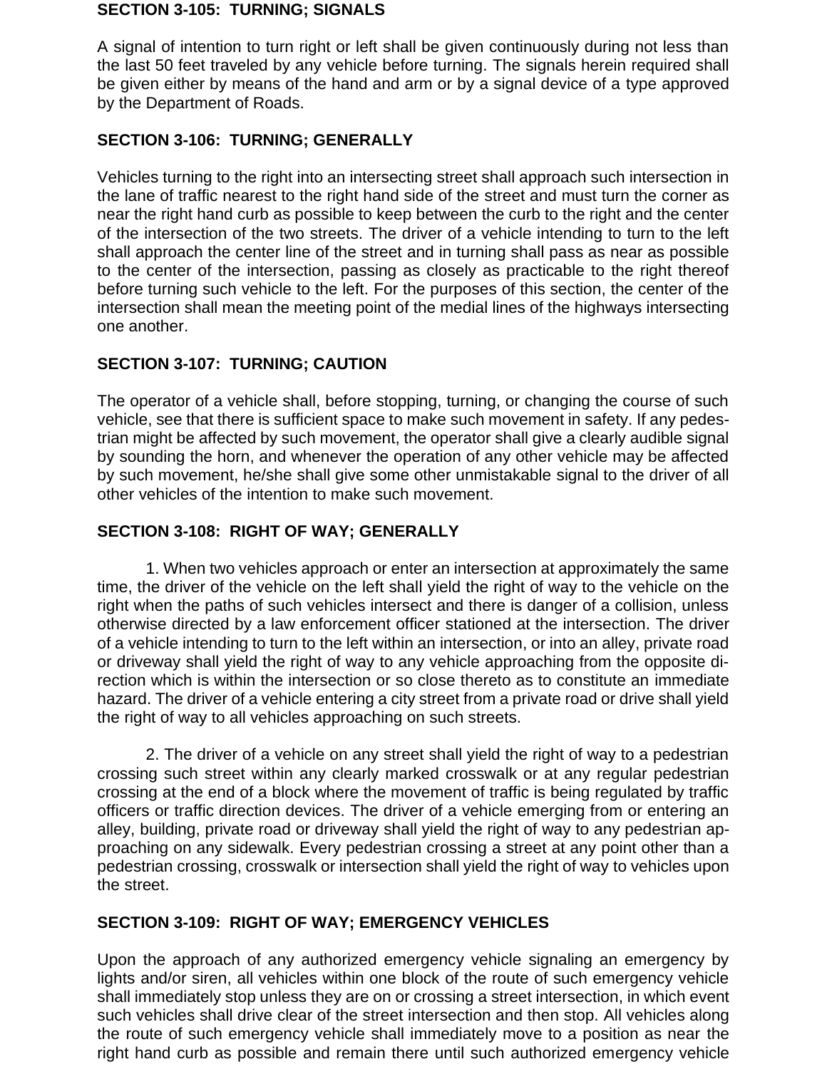### SECTION 3-105: TURNING; SIGNALS

A signal of intention to turn right or left shall be given continuously during not less than the last 50 feet traveled by any vehicle before turning. The signals herein required shall be given either by means of the hand and arm or by a signal device of a type approved by the Department of Roads.

### SECTION 3-106: TURNING; GENERALLY

Vehicles turning to the right into an intersecting street shall approach such intersection in the lane of traffic nearest to the right hand side of the street and must turn the corner as near the right hand curb as possible to keep between the curb to the right and the center of the intersection of the two streets. The driver of a vehicle intending to turn to the left shall approach the center line of the street and in turning shall pass as near as possible to the center of the intersection, passing as closely as practicable to the right thereof before turning such vehicle to the left. For the purposes of this section, the center of the intersection shall mean the meeting point of the medial lines of the highways intersecting one another.

### SECTION 3-107: TURNING; CAUTION

The operator of a vehicle shall, before stopping, turning, or changing the course of such vehicle, see that there is sufficient space to make such movement in safety. If any pedestrian might be affected by such movement, the operator shall give a clearly audible signal by sounding the horn, and whenever the operation of any other vehicle may be affected by such movement, he/she shall give some other unmistakable signal to the driver of all other vehicles of the intention to make such movement.

### SECTION 3-108: RIGHT OF WAY; GENERALLY

1. When two vehicles approach or enter an intersection at approximately the same time, the driver of the vehicle on the left shall yield the right of way to the vehicle on the right when the paths of such vehicles intersect and there is danger of a collision, unless otherwise directed by a law enforcement officer stationed at the intersection. The driver of a vehicle intending to turn to the left within an intersection, or into an alley, private road or driveway shall yield the right of way to any vehicle approaching from the opposite direction which is within the intersection or so close thereto as to constitute an immediate hazard. The driver of a vehicle entering a city street from a private road or drive shall yield the right of way to all vehicles approaching on such streets.

2. The driver of a vehicle on any street shall yield the right of way to a pedestrian crossing such street within any clearly marked crosswalk or at any regular pedestrian crossing at the end of a block where the movement of traffic is being regulated by traffic officers or traffic direction devices. The driver of a vehicle emerging from or entering an alley, building, private road or driveway shall yield the right of way to any pedestrian approaching on any sidewalk. Every pedestrian crossing a street at any point other than a pedestrian crossing, crosswalk or intersection shall yield the right of way to vehicles upon the street.

### SECTION 3-109: RIGHT OF WAY; EMERGENCY VEHICLES

Upon the approach of any authorized emergency vehicle signaling an emergency by lights and/or siren, all vehicles within one block of the route of such emergency vehicle shall immediately stop unless they are on or crossing a street intersection, in which event such vehicles shall drive clear of the street intersection and then stop. All vehicles along the route of such emergency vehicle shall immediately move to a position as near the right hand curb as possible and remain there until such authorized emergency vehicle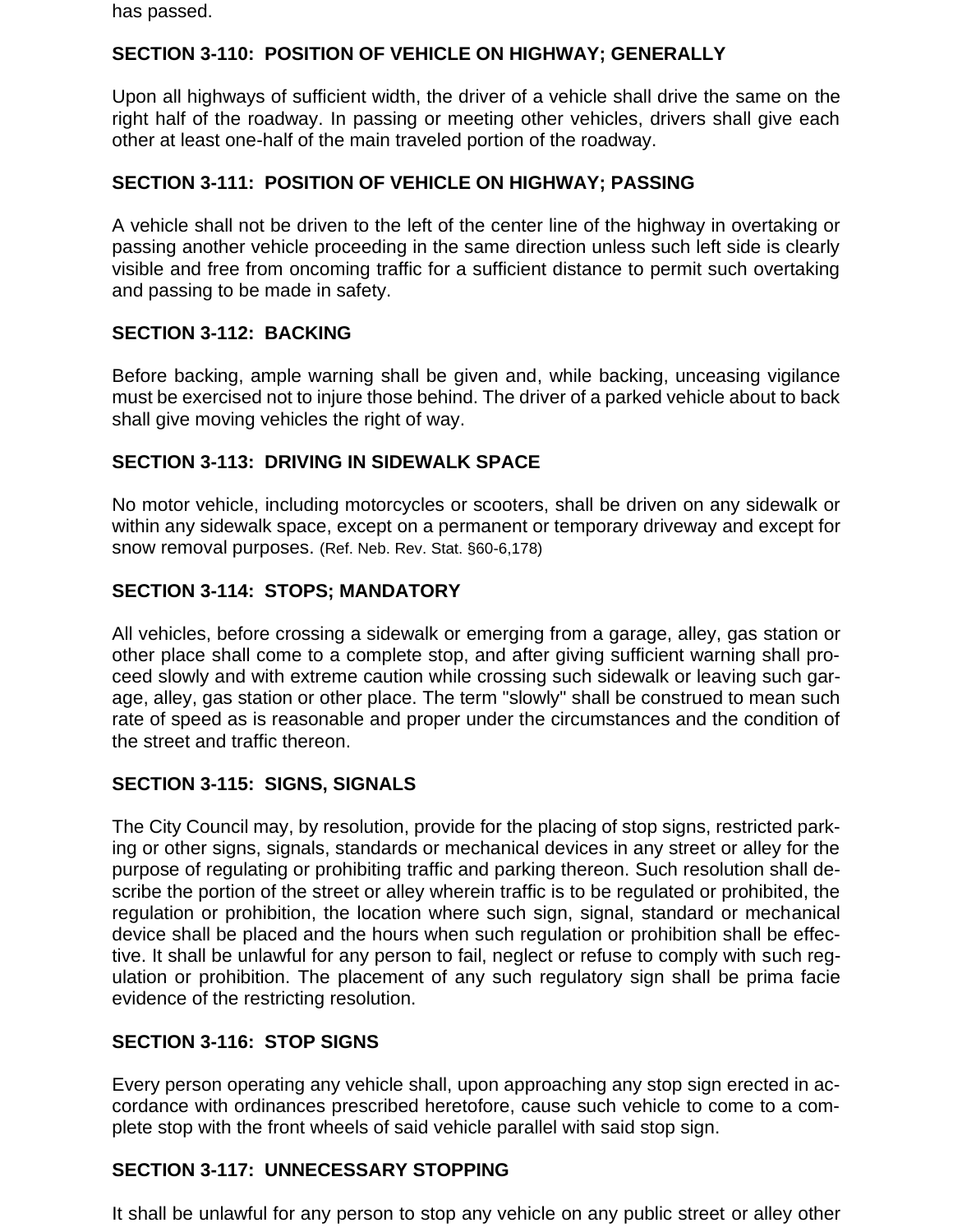has passed.

### SECTION 3-110: POSITION OF VEHICLE ON HIGHWAY; GENERALLY

Upon all highways of sufficient width, the driver of a vehicle shall drive the same on the right half of the roadway. In passing or meeting other vehicles, drivers shall give each other at least one-half of the main traveled portion of the roadway.

### SECTION 3-111: POSITION OF VEHICLE ON HIGHWAY; PASSING

A vehicle shall not be driven to the left of the center line of the highway in overtaking or passing another vehicle proceeding in the same direction unless such left side is clearly visible and free from oncoming traffic for a sufficient distance to permit such overtaking and passing to be made in safety.

### SECTION 3-112: BACKING

Before backing, ample warning shall be given and, while backing, unceasing vigilance must be exercised not to injure those behind. The driver of a parked vehicle about to back shall give moving vehicles the right of way.

### SECTION 3-113: DRIVING IN SIDEWALK SPACE

No motor vehicle, including motorcycles or scooters, shall be driven on any sidewalk or within any sidewalk space, except on a permanent or temporary driveway and except for snow removal purposes. (Ref. Neb. Rev. Stat. §60-6,178)

### SECTION 3-114: STOPS; MANDATORY

All vehicles, before crossing a sidewalk or emerging from a garage, alley, gas station or other place shall come to a complete stop, and after giving sufficient warning shall proceed slowly and with extreme caution while crossing such sidewalk or leaving such garage, alley, gas station or other place. The term "slowly" shall be construed to mean such rate of speed as is reasonable and proper under the circumstances and the condition of the street and traffic thereon.

### SECTION 3-115: SIGNS, SIGNALS

The City Council may, by resolution, provide for the placing of stop signs, restricted parking or other signs, signals, standards or mechanical devices in any street or alley for the purpose of regulating or prohibiting traffic and parking thereon. Such resolution shall describe the portion of the street or alley wherein traffic is to be regulated or prohibited, the regulation or prohibition, the location where such sign, signal, standard or mechanical device shall be placed and the hours when such regulation or prohibition shall be effective. It shall be unlawful for any person to fail, neglect or refuse to comply with such regulation or prohibition. The placement of any such regulatory sign shall be prima facie evidence of the restricting resolution.

### SECTION 3-116: STOP SIGNS

Every person operating any vehicle shall, upon approaching any stop sign erected in accordance with ordinances prescribed heretofore, cause such vehicle to come to a complete stop with the front wheels of said vehicle parallel with said stop sign.

### SECTION 3-117: UNNECESSARY STOPPING

It shall be unlawful for any person to stop any vehicle on any public street or alley other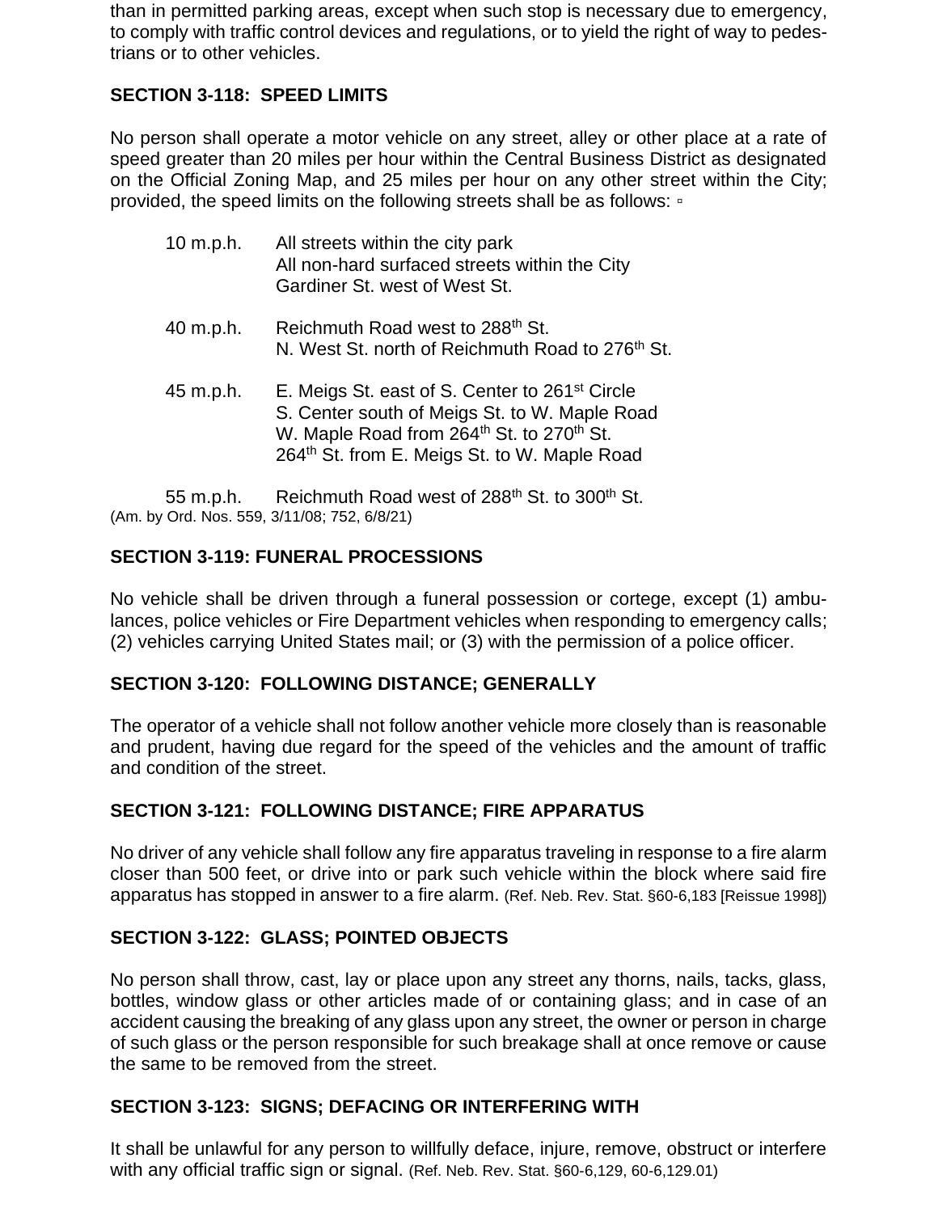than in permitted parking areas, except when such stop is necessary due to emergency, to comply with traffic control devices and regulations, or to yield the right of way to pedestrians or to other vehicles.

### SECTION 3-118: SPEED LIMITS

No person shall operate a motor vehicle on any street, alley or other place at a rate of speed greater than 20 miles per hour within the Central Business District as designated on the Official Zoning Map, and 25 miles per hour on any other street within the City; provided, the speed limits on the following streets shall be as follows: ▫

| | |
|---|---|
| 10 m.p.h. | All streets within the city park<br>All non-hard surfaced streets within the City<br>Gardiner St. west of West St. |
| 40 m.p.h. | Reichmuth Road west to 288th St.<br>N. West St. north of Reichmuth Road to 276th St. |
| 45 m.p.h. | E. Meigs St. east of S. Center to 261st Circle<br>S. Center south of Meigs St. to W. Maple Road<br>W. Maple Road from 264th St. to 270th St.<br>264th St. from E. Meigs St. to W. Maple Road |
| 55 m.p.h. | Reichmuth Road west of 288th St. to 300th St. |

(Am. by Ord. Nos. 559, 3/11/08; 752, 6/8/21)

### SECTION 3-119: FUNERAL PROCESSIONS

No vehicle shall be driven through a funeral possession or cortege, except (1) ambulances, police vehicles or Fire Department vehicles when responding to emergency calls; (2) vehicles carrying United States mail; or (3) with the permission of a police officer.

### SECTION 3-120: FOLLOWING DISTANCE; GENERALLY

The operator of a vehicle shall not follow another vehicle more closely than is reasonable and prudent, having due regard for the speed of the vehicles and the amount of traffic and condition of the street.

### SECTION 3-121: FOLLOWING DISTANCE; FIRE APPARATUS

No driver of any vehicle shall follow any fire apparatus traveling in response to a fire alarm closer than 500 feet, or drive into or park such vehicle within the block where said fire apparatus has stopped in answer to a fire alarm. (Ref. Neb. Rev. Stat. §60-6,183 [Reissue 1998])

### SECTION 3-122: GLASS; POINTED OBJECTS

No person shall throw, cast, lay or place upon any street any thorns, nails, tacks, glass, bottles, window glass or other articles made of or containing glass; and in case of an accident causing the breaking of any glass upon any street, the owner or person in charge of such glass or the person responsible for such breakage shall at once remove or cause the same to be removed from the street.

### SECTION 3-123: SIGNS; DEFACING OR INTERFERING WITH

It shall be unlawful for any person to willfully deface, injure, remove, obstruct or interfere with any official traffic sign or signal. (Ref. Neb. Rev. Stat. §60-6,129, 60-6,129.01)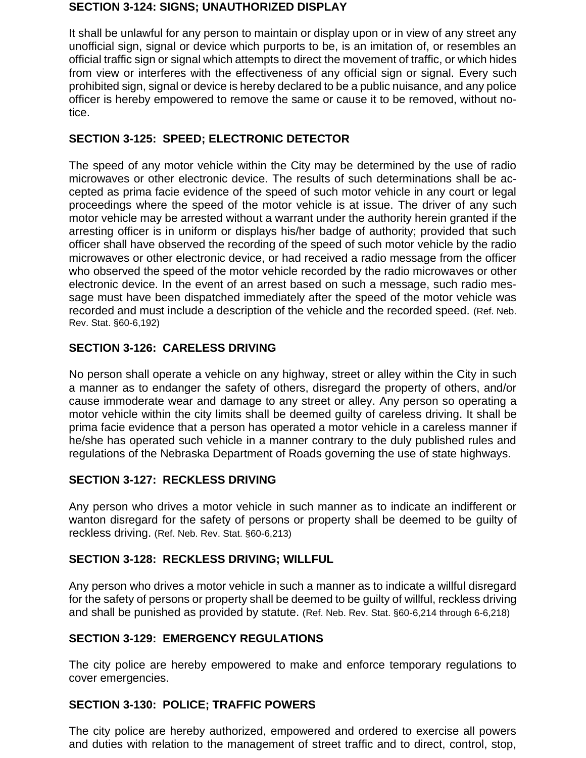**SECTION 3-124: SIGNS; UNAUTHORIZED DISPLAY**

It shall be unlawful for any person to maintain or display upon or in view of any street any unofficial sign, signal or device which purports to be, is an imitation of, or resembles an official traffic sign or signal which attempts to direct the movement of traffic, or which hides from view or interferes with the effectiveness of any official sign or signal. Every such prohibited sign, signal or device is hereby declared to be a public nuisance, and any police officer is hereby empowered to remove the same or cause it to be removed, without notice.

**SECTION 3-125: SPEED; ELECTRONIC DETECTOR**

The speed of any motor vehicle within the City may be determined by the use of radio microwaves or other electronic device. The results of such determinations shall be accepted as prima facie evidence of the speed of such motor vehicle in any court or legal proceedings where the speed of the motor vehicle is at issue. The driver of any such motor vehicle may be arrested without a warrant under the authority herein granted if the arresting officer is in uniform or displays his/her badge of authority; provided that such officer shall have observed the recording of the speed of such motor vehicle by the radio microwaves or other electronic device, or had received a radio message from the officer who observed the speed of the motor vehicle recorded by the radio microwaves or other electronic device. In the event of an arrest based on such a message, such radio message must have been dispatched immediately after the speed of the motor vehicle was recorded and must include a description of the vehicle and the recorded speed. (Ref. Neb. Rev. Stat. §60-6,192)

**SECTION 3-126: CARELESS DRIVING**

No person shall operate a vehicle on any highway, street or alley within the City in such a manner as to endanger the safety of others, disregard the property of others, and/or cause immoderate wear and damage to any street or alley. Any person so operating a motor vehicle within the city limits shall be deemed guilty of careless driving. It shall be prima facie evidence that a person has operated a motor vehicle in a careless manner if he/she has operated such vehicle in a manner contrary to the duly published rules and regulations of the Nebraska Department of Roads governing the use of state highways.

**SECTION 3-127: RECKLESS DRIVING**

Any person who drives a motor vehicle in such manner as to indicate an indifferent or wanton disregard for the safety of persons or property shall be deemed to be guilty of reckless driving. (Ref. Neb. Rev. Stat. §60-6,213)

**SECTION 3-128: RECKLESS DRIVING; WILLFUL**

Any person who drives a motor vehicle in such a manner as to indicate a willful disregard for the safety of persons or property shall be deemed to be guilty of willful, reckless driving and shall be punished as provided by statute. (Ref. Neb. Rev. Stat. §60-6,214 through 6-6,218)

**SECTION 3-129: EMERGENCY REGULATIONS**

The city police are hereby empowered to make and enforce temporary regulations to cover emergencies.

**SECTION 3-130: POLICE; TRAFFIC POWERS**

The city police are hereby authorized, empowered and ordered to exercise all powers and duties with relation to the management of street traffic and to direct, control, stop,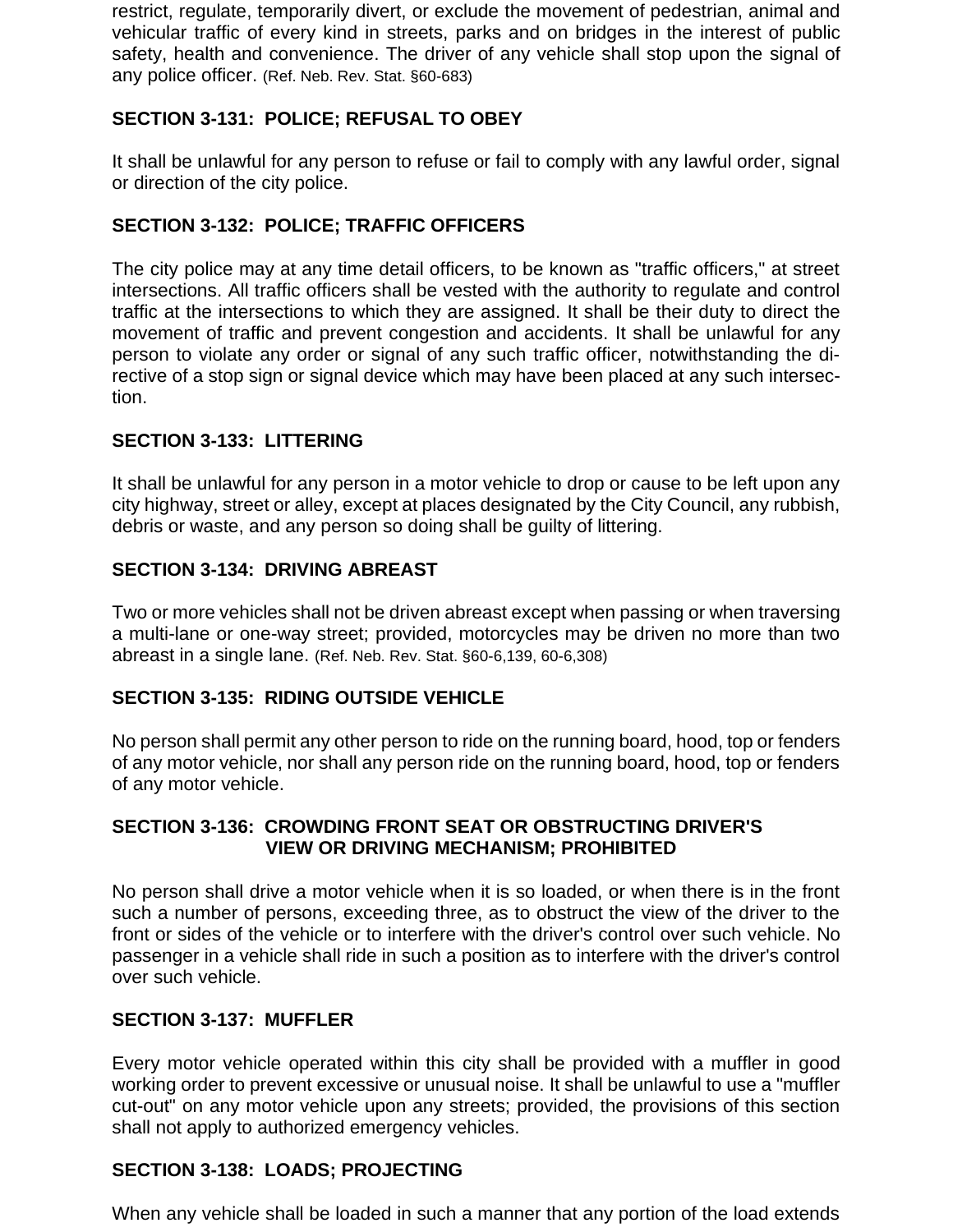restrict, regulate, temporarily divert, or exclude the movement of pedestrian, animal and vehicular traffic of every kind in streets, parks and on bridges in the interest of public safety, health and convenience. The driver of any vehicle shall stop upon the signal of any police officer. (Ref. Neb. Rev. Stat. §60-683)

### SECTION 3-131: POLICE; REFUSAL TO OBEY

It shall be unlawful for any person to refuse or fail to comply with any lawful order, signal or direction of the city police.

### SECTION 3-132: POLICE; TRAFFIC OFFICERS

The city police may at any time detail officers, to be known as "traffic officers," at street intersections. All traffic officers shall be vested with the authority to regulate and control traffic at the intersections to which they are assigned. It shall be their duty to direct the movement of traffic and prevent congestion and accidents. It shall be unlawful for any person to violate any order or signal of any such traffic officer, notwithstanding the directive of a stop sign or signal device which may have been placed at any such intersection.

### SECTION 3-133: LITTERING

It shall be unlawful for any person in a motor vehicle to drop or cause to be left upon any city highway, street or alley, except at places designated by the City Council, any rubbish, debris or waste, and any person so doing shall be guilty of littering.

### SECTION 3-134: DRIVING ABREAST

Two or more vehicles shall not be driven abreast except when passing or when traversing a multi-lane or one-way street; provided, motorcycles may be driven no more than two abreast in a single lane. (Ref. Neb. Rev. Stat. §60-6,139, 60-6,308)

### SECTION 3-135: RIDING OUTSIDE VEHICLE

No person shall permit any other person to ride on the running board, hood, top or fenders of any motor vehicle, nor shall any person ride on the running board, hood, top or fenders of any motor vehicle.

### SECTION 3-136: CROWDING FRONT SEAT OR OBSTRUCTING DRIVER'S VIEW OR DRIVING MECHANISM; PROHIBITED

No person shall drive a motor vehicle when it is so loaded, or when there is in the front such a number of persons, exceeding three, as to obstruct the view of the driver to the front or sides of the vehicle or to interfere with the driver's control over such vehicle. No passenger in a vehicle shall ride in such a position as to interfere with the driver's control over such vehicle.

### SECTION 3-137: MUFFLER

Every motor vehicle operated within this city shall be provided with a muffler in good working order to prevent excessive or unusual noise. It shall be unlawful to use a "muffler cut-out" on any motor vehicle upon any streets; provided, the provisions of this section shall not apply to authorized emergency vehicles.

### SECTION 3-138: LOADS; PROJECTING

When any vehicle shall be loaded in such a manner that any portion of the load extends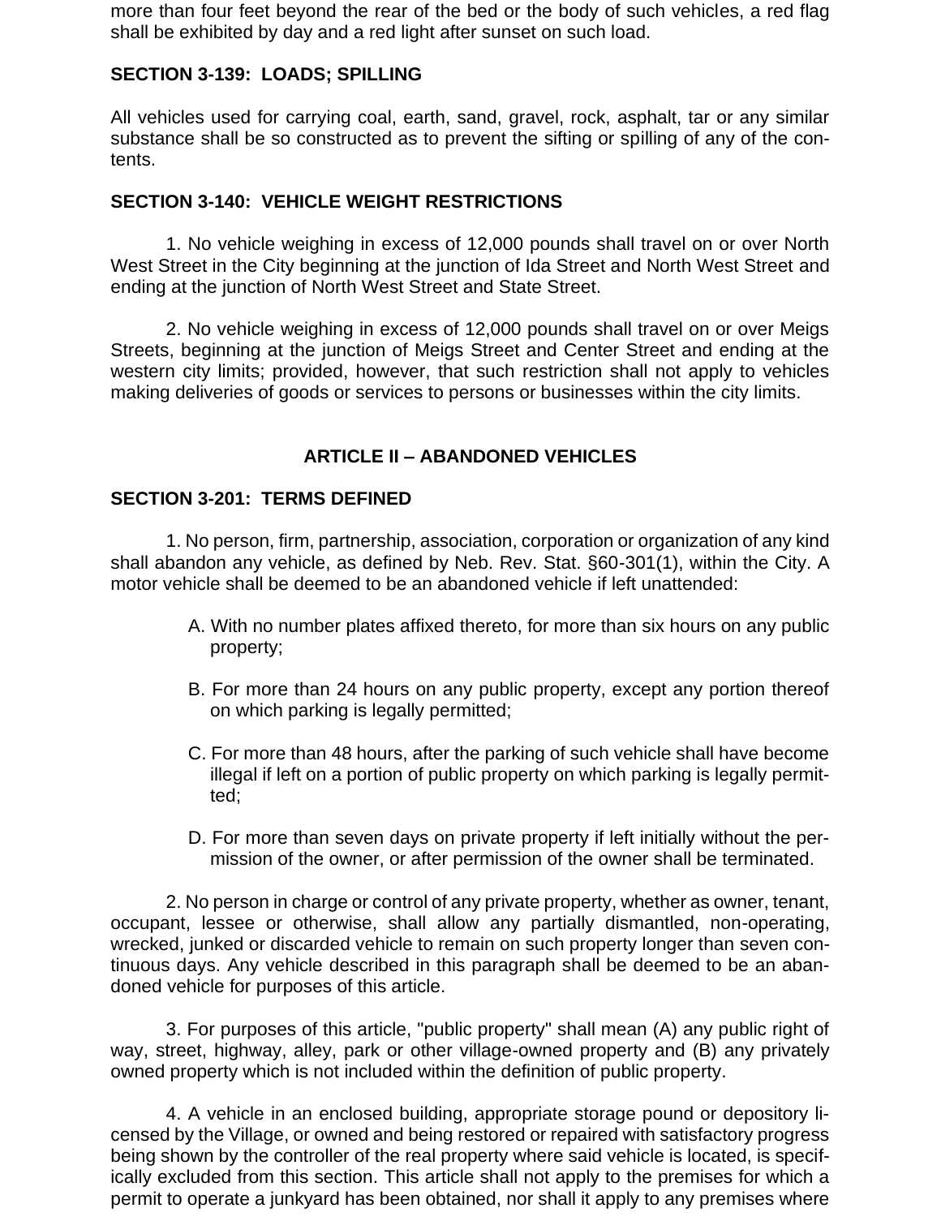more than four feet beyond the rear of the bed or the body of such vehicles, a red flag shall be exhibited by day and a red light after sunset on such load.

### SECTION 3-139: LOADS; SPILLING

All vehicles used for carrying coal, earth, sand, gravel, rock, asphalt, tar or any similar substance shall be so constructed as to prevent the sifting or spilling of any of the contents.

### SECTION 3-140: VEHICLE WEIGHT RESTRICTIONS

1. No vehicle weighing in excess of 12,000 pounds shall travel on or over North West Street in the City beginning at the junction of Ida Street and North West Street and ending at the junction of North West Street and State Street.

2. No vehicle weighing in excess of 12,000 pounds shall travel on or over Meigs Streets, beginning at the junction of Meigs Street and Center Street and ending at the western city limits; provided, however, that such restriction shall not apply to vehicles making deliveries of goods or services to persons or businesses within the city limits.

## ARTICLE II – ABANDONED VEHICLES

### SECTION 3-201: TERMS DEFINED

1. No person, firm, partnership, association, corporation or organization of any kind shall abandon any vehicle, as defined by Neb. Rev. Stat. §60-301(1), within the City. A motor vehicle shall be deemed to be an abandoned vehicle if left unattended:

   A. With no number plates affixed thereto, for more than six hours on any public property;

   B. For more than 24 hours on any public property, except any portion thereof on which parking is legally permitted;

   C. For more than 48 hours, after the parking of such vehicle shall have become illegal if left on a portion of public property on which parking is legally permitted;

   D. For more than seven days on private property if left initially without the permission of the owner, or after permission of the owner shall be terminated.

2. No person in charge or control of any private property, whether as owner, tenant, occupant, lessee or otherwise, shall allow any partially dismantled, non-operating, wrecked, junked or discarded vehicle to remain on such property longer than seven continuous days. Any vehicle described in this paragraph shall be deemed to be an abandoned vehicle for purposes of this article.

3. For purposes of this article, "public property" shall mean (A) any public right of way, street, highway, alley, park or other village-owned property and (B) any privately owned property which is not included within the definition of public property.

4. A vehicle in an enclosed building, appropriate storage pound or depository licensed by the Village, or owned and being restored or repaired with satisfactory progress being shown by the controller of the real property where said vehicle is located, is specifically excluded from this section. This article shall not apply to the premises for which a permit to operate a junkyard has been obtained, nor shall it apply to any premises where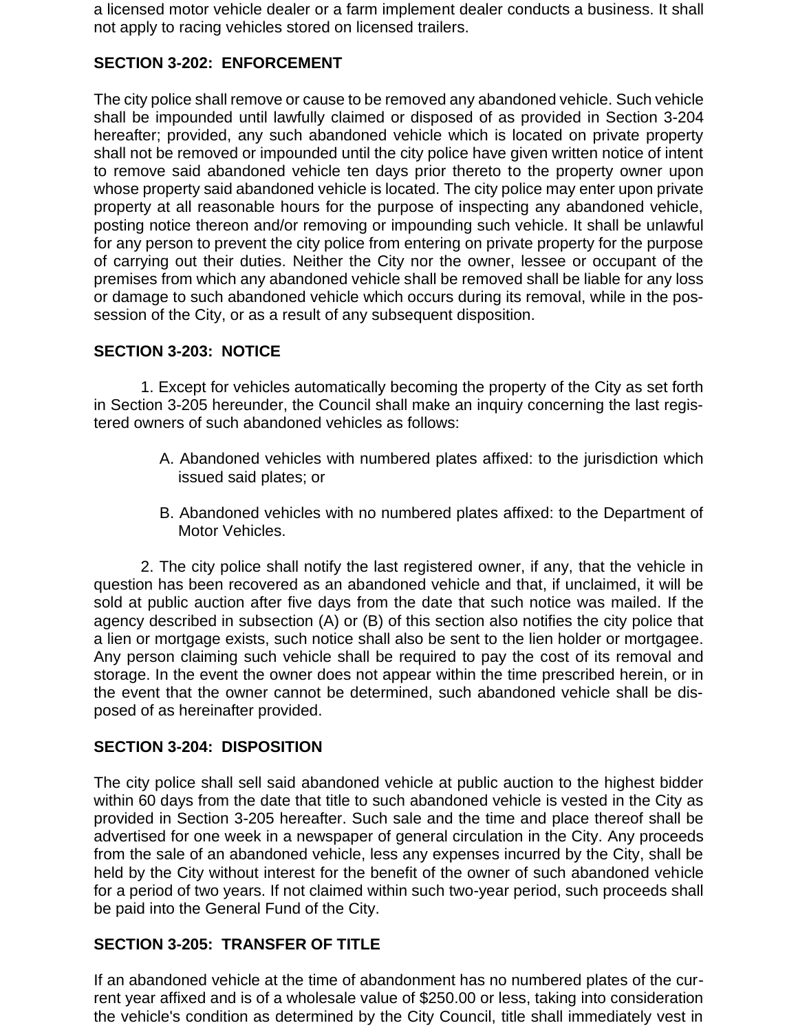a licensed motor vehicle dealer or a farm implement dealer conducts a business. It shall not apply to racing vehicles stored on licensed trailers.

## SECTION 3-202: ENFORCEMENT

The city police shall remove or cause to be removed any abandoned vehicle. Such vehicle shall be impounded until lawfully claimed or disposed of as provided in Section 3-204 hereafter; provided, any such abandoned vehicle which is located on private property shall not be removed or impounded until the city police have given written notice of intent to remove said abandoned vehicle ten days prior thereto to the property owner upon whose property said abandoned vehicle is located. The city police may enter upon private property at all reasonable hours for the purpose of inspecting any abandoned vehicle, posting notice thereon and/or removing or impounding such vehicle. It shall be unlawful for any person to prevent the city police from entering on private property for the purpose of carrying out their duties. Neither the City nor the owner, lessee or occupant of the premises from which any abandoned vehicle shall be removed shall be liable for any loss or damage to such abandoned vehicle which occurs during its removal, while in the possession of the City, or as a result of any subsequent disposition.

## SECTION 3-203: NOTICE

1. Except for vehicles automatically becoming the property of the City as set forth in Section 3-205 hereunder, the Council shall make an inquiry concerning the last registered owners of such abandoned vehicles as follows:

   A. Abandoned vehicles with numbered plates affixed: to the jurisdiction which issued said plates; or

   B. Abandoned vehicles with no numbered plates affixed: to the Department of Motor Vehicles.

2. The city police shall notify the last registered owner, if any, that the vehicle in question has been recovered as an abandoned vehicle and that, if unclaimed, it will be sold at public auction after five days from the date that such notice was mailed. If the agency described in subsection (A) or (B) of this section also notifies the city police that a lien or mortgage exists, such notice shall also be sent to the lien holder or mortgagee. Any person claiming such vehicle shall be required to pay the cost of its removal and storage. In the event the owner does not appear within the time prescribed herein, or in the event that the owner cannot be determined, such abandoned vehicle shall be disposed of as hereinafter provided.

## SECTION 3-204: DISPOSITION

The city police shall sell said abandoned vehicle at public auction to the highest bidder within 60 days from the date that title to such abandoned vehicle is vested in the City as provided in Section 3-205 hereafter. Such sale and the time and place thereof shall be advertised for one week in a newspaper of general circulation in the City. Any proceeds from the sale of an abandoned vehicle, less any expenses incurred by the City, shall be held by the City without interest for the benefit of the owner of such abandoned vehicle for a period of two years. If not claimed within such two-year period, such proceeds shall be paid into the General Fund of the City.

## SECTION 3-205: TRANSFER OF TITLE

If an abandoned vehicle at the time of abandonment has no numbered plates of the current year affixed and is of a wholesale value of $250.00 or less, taking into consideration the vehicle's condition as determined by the City Council, title shall immediately vest in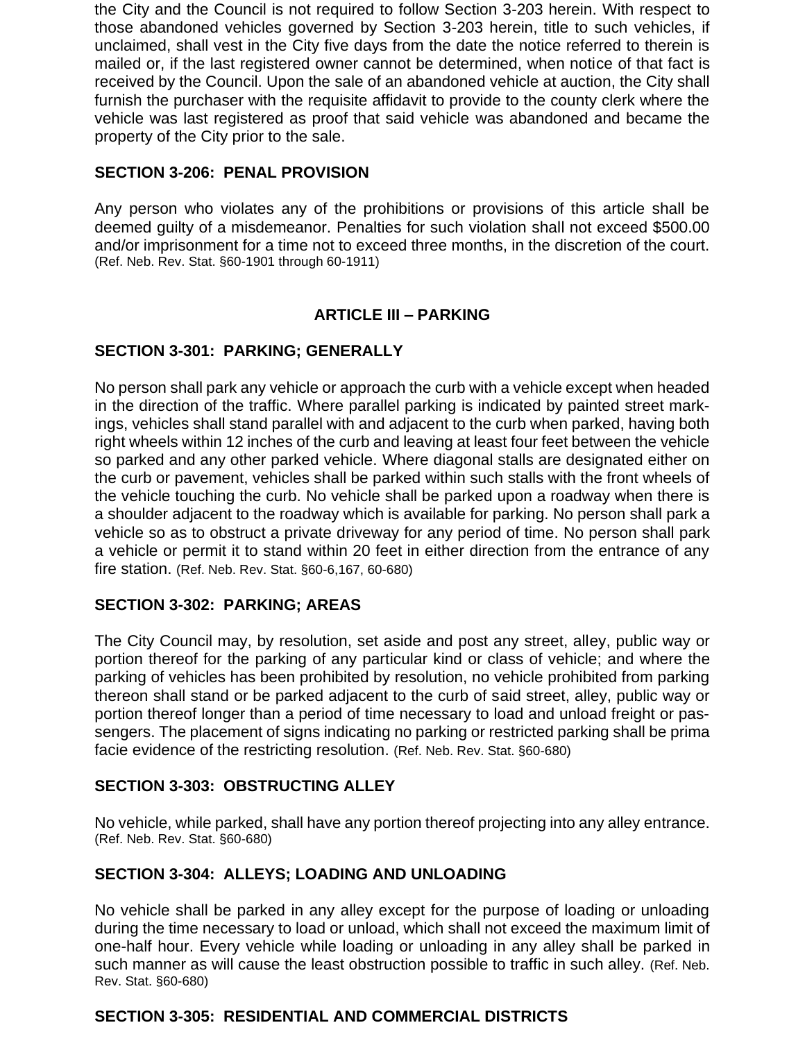the City and the Council is not required to follow Section 3-203 herein. With respect to those abandoned vehicles governed by Section 3-203 herein, title to such vehicles, if unclaimed, shall vest in the City five days from the date the notice referred to therein is mailed or, if the last registered owner cannot be determined, when notice of that fact is received by the Council. Upon the sale of an abandoned vehicle at auction, the City shall furnish the purchaser with the requisite affidavit to provide to the county clerk where the vehicle was last registered as proof that said vehicle was abandoned and became the property of the City prior to the sale.

### SECTION 3-206: PENAL PROVISION

Any person who violates any of the prohibitions or provisions of this article shall be deemed guilty of a misdemeanor. Penalties for such violation shall not exceed $500.00 and/or imprisonment for a time not to exceed three months, in the discretion of the court. (Ref. Neb. Rev. Stat. §60-1901 through 60-1911)

## ARTICLE III – PARKING

### SECTION 3-301: PARKING; GENERALLY

No person shall park any vehicle or approach the curb with a vehicle except when headed in the direction of the traffic. Where parallel parking is indicated by painted street markings, vehicles shall stand parallel with and adjacent to the curb when parked, having both right wheels within 12 inches of the curb and leaving at least four feet between the vehicle so parked and any other parked vehicle. Where diagonal stalls are designated either on the curb or pavement, vehicles shall be parked within such stalls with the front wheels of the vehicle touching the curb. No vehicle shall be parked upon a roadway when there is a shoulder adjacent to the roadway which is available for parking. No person shall park a vehicle so as to obstruct a private driveway for any period of time. No person shall park a vehicle or permit it to stand within 20 feet in either direction from the entrance of any fire station. (Ref. Neb. Rev. Stat. §60-6,167, 60-680)

### SECTION 3-302: PARKING; AREAS

The City Council may, by resolution, set aside and post any street, alley, public way or portion thereof for the parking of any particular kind or class of vehicle; and where the parking of vehicles has been prohibited by resolution, no vehicle prohibited from parking thereon shall stand or be parked adjacent to the curb of said street, alley, public way or portion thereof longer than a period of time necessary to load and unload freight or passengers. The placement of signs indicating no parking or restricted parking shall be prima facie evidence of the restricting resolution. (Ref. Neb. Rev. Stat. §60-680)

### SECTION 3-303: OBSTRUCTING ALLEY

No vehicle, while parked, shall have any portion thereof projecting into any alley entrance. (Ref. Neb. Rev. Stat. §60-680)

### SECTION 3-304: ALLEYS; LOADING AND UNLOADING

No vehicle shall be parked in any alley except for the purpose of loading or unloading during the time necessary to load or unload, which shall not exceed the maximum limit of one-half hour. Every vehicle while loading or unloading in any alley shall be parked in such manner as will cause the least obstruction possible to traffic in such alley. (Ref. Neb. Rev. Stat. §60-680)

### SECTION 3-305: RESIDENTIAL AND COMMERCIAL DISTRICTS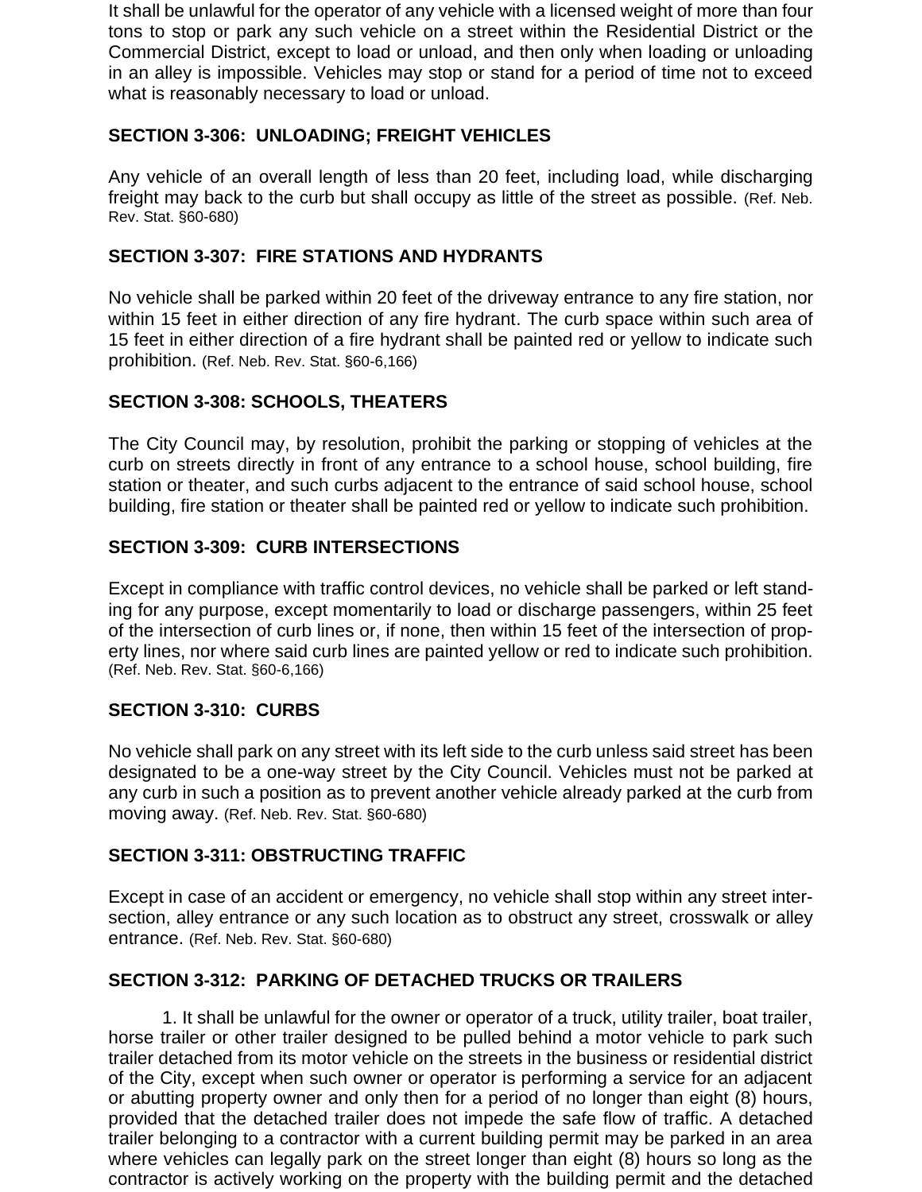It shall be unlawful for the operator of any vehicle with a licensed weight of more than four tons to stop or park any such vehicle on a street within the Residential District or the Commercial District, except to load or unload, and then only when loading or unloading in an alley is impossible. Vehicles may stop or stand for a period of time not to exceed what is reasonably necessary to load or unload.

## SECTION 3-306: UNLOADING; FREIGHT VEHICLES

Any vehicle of an overall length of less than 20 feet, including load, while discharging freight may back to the curb but shall occupy as little of the street as possible. (Ref. Neb. Rev. Stat. §60-680)

## SECTION 3-307: FIRE STATIONS AND HYDRANTS

No vehicle shall be parked within 20 feet of the driveway entrance to any fire station, nor within 15 feet in either direction of any fire hydrant. The curb space within such area of 15 feet in either direction of a fire hydrant shall be painted red or yellow to indicate such prohibition. (Ref. Neb. Rev. Stat. §60-6,166)

## SECTION 3-308: SCHOOLS, THEATERS

The City Council may, by resolution, prohibit the parking or stopping of vehicles at the curb on streets directly in front of any entrance to a school house, school building, fire station or theater, and such curbs adjacent to the entrance of said school house, school building, fire station or theater shall be painted red or yellow to indicate such prohibition.

## SECTION 3-309: CURB INTERSECTIONS

Except in compliance with traffic control devices, no vehicle shall be parked or left standing for any purpose, except momentarily to load or discharge passengers, within 25 feet of the intersection of curb lines or, if none, then within 15 feet of the intersection of property lines, nor where said curb lines are painted yellow or red to indicate such prohibition. (Ref. Neb. Rev. Stat. §60-6,166)

## SECTION 3-310: CURBS

No vehicle shall park on any street with its left side to the curb unless said street has been designated to be a one-way street by the City Council. Vehicles must not be parked at any curb in such a position as to prevent another vehicle already parked at the curb from moving away. (Ref. Neb. Rev. Stat. §60-680)

## SECTION 3-311: OBSTRUCTING TRAFFIC

Except in case of an accident or emergency, no vehicle shall stop within any street intersection, alley entrance or any such location as to obstruct any street, crosswalk or alley entrance. (Ref. Neb. Rev. Stat. §60-680)

## SECTION 3-312: PARKING OF DETACHED TRUCKS OR TRAILERS

1. It shall be unlawful for the owner or operator of a truck, utility trailer, boat trailer, horse trailer or other trailer designed to be pulled behind a motor vehicle to park such trailer detached from its motor vehicle on the streets in the business or residential district of the City, except when such owner or operator is performing a service for an adjacent or abutting property owner and only then for a period of no longer than eight (8) hours, provided that the detached trailer does not impede the safe flow of traffic. A detached trailer belonging to a contractor with a current building permit may be parked in an area where vehicles can legally park on the street longer than eight (8) hours so long as the contractor is actively working on the property with the building permit and the detached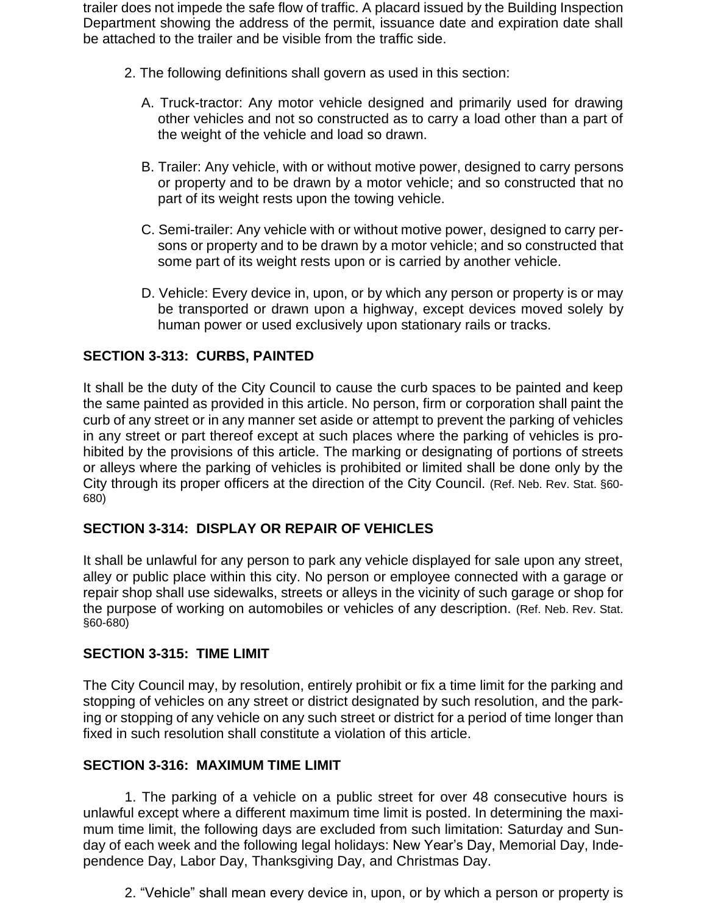trailer does not impede the safe flow of traffic. A placard issued by the Building Inspection Department showing the address of the permit, issuance date and expiration date shall be attached to the trailer and be visible from the traffic side.

2. The following definitions shall govern as used in this section:

A. Truck-tractor: Any motor vehicle designed and primarily used for drawing other vehicles and not so constructed as to carry a load other than a part of the weight of the vehicle and load so drawn.

B. Trailer: Any vehicle, with or without motive power, designed to carry persons or property and to be drawn by a motor vehicle; and so constructed that no part of its weight rests upon the towing vehicle.

C. Semi-trailer: Any vehicle with or without motive power, designed to carry persons or property and to be drawn by a motor vehicle; and so constructed that some part of its weight rests upon or is carried by another vehicle.

D. Vehicle: Every device in, upon, or by which any person or property is or may be transported or drawn upon a highway, except devices moved solely by human power or used exclusively upon stationary rails or tracks.

### SECTION 3-313: CURBS, PAINTED

It shall be the duty of the City Council to cause the curb spaces to be painted and keep the same painted as provided in this article. No person, firm or corporation shall paint the curb of any street or in any manner set aside or attempt to prevent the parking of vehicles in any street or part thereof except at such places where the parking of vehicles is prohibited by the provisions of this article. The marking or designating of portions of streets or alleys where the parking of vehicles is prohibited or limited shall be done only by the City through its proper officers at the direction of the City Council. (Ref. Neb. Rev. Stat. §60-680)

### SECTION 3-314: DISPLAY OR REPAIR OF VEHICLES

It shall be unlawful for any person to park any vehicle displayed for sale upon any street, alley or public place within this city. No person or employee connected with a garage or repair shop shall use sidewalks, streets or alleys in the vicinity of such garage or shop for the purpose of working on automobiles or vehicles of any description. (Ref. Neb. Rev. Stat. §60-680)

### SECTION 3-315: TIME LIMIT

The City Council may, by resolution, entirely prohibit or fix a time limit for the parking and stopping of vehicles on any street or district designated by such resolution, and the parking or stopping of any vehicle on any such street or district for a period of time longer than fixed in such resolution shall constitute a violation of this article.

### SECTION 3-316: MAXIMUM TIME LIMIT

1. The parking of a vehicle on a public street for over 48 consecutive hours is unlawful except where a different maximum time limit is posted. In determining the maximum time limit, the following days are excluded from such limitation: Saturday and Sunday of each week and the following legal holidays: New Year's Day, Memorial Day, Independence Day, Labor Day, Thanksgiving Day, and Christmas Day.

2. "Vehicle" shall mean every device in, upon, or by which a person or property is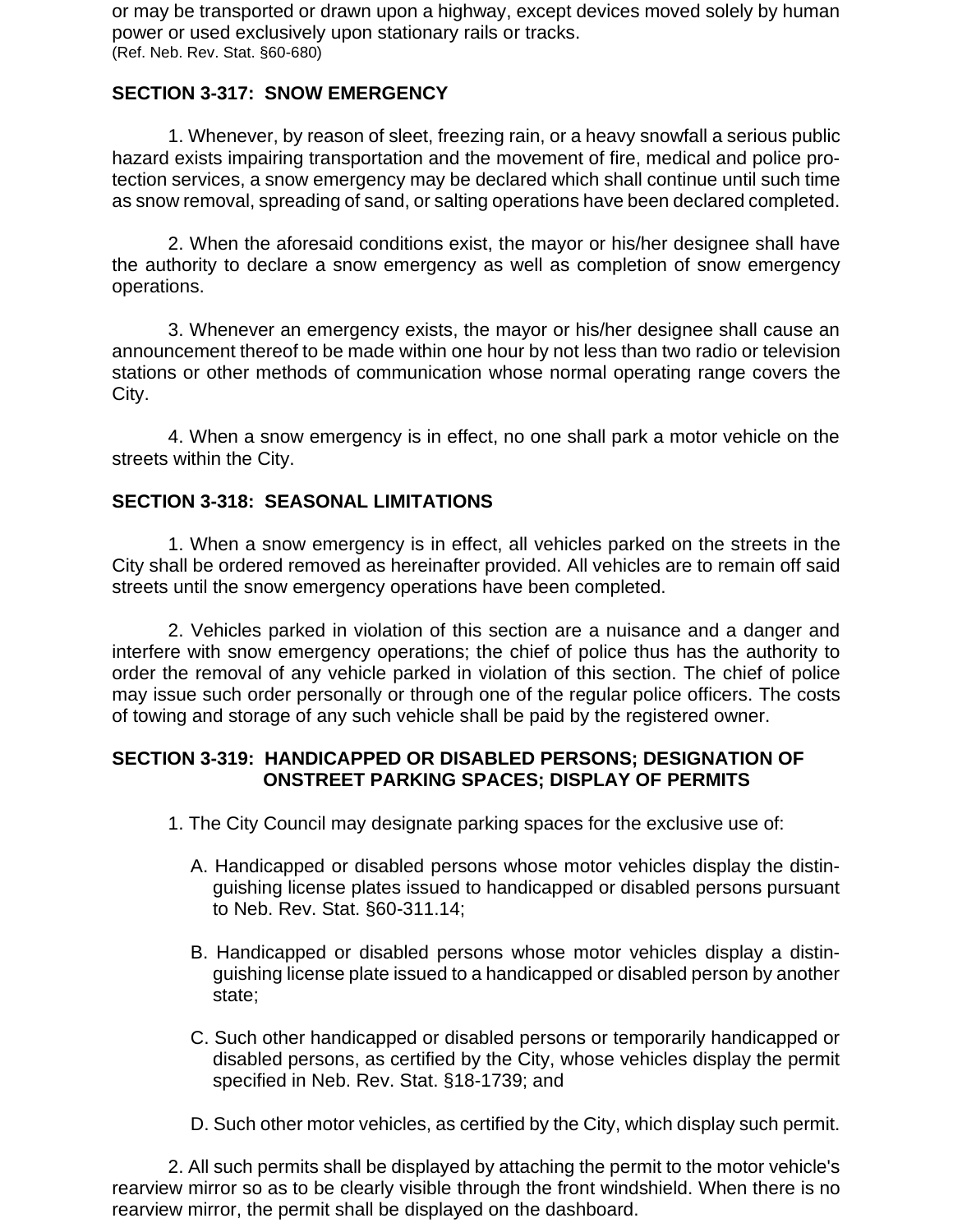or may be transported or drawn upon a highway, except devices moved solely by human power or used exclusively upon stationary rails or tracks.
(Ref. Neb. Rev. Stat. §60-680)

## SECTION 3-317: SNOW EMERGENCY

1. Whenever, by reason of sleet, freezing rain, or a heavy snowfall a serious public hazard exists impairing transportation and the movement of fire, medical and police protection services, a snow emergency may be declared which shall continue until such time as snow removal, spreading of sand, or salting operations have been declared completed.

2. When the aforesaid conditions exist, the mayor or his/her designee shall have the authority to declare a snow emergency as well as completion of snow emergency operations.

3. Whenever an emergency exists, the mayor or his/her designee shall cause an announcement thereof to be made within one hour by not less than two radio or television stations or other methods of communication whose normal operating range covers the City.

4. When a snow emergency is in effect, no one shall park a motor vehicle on the streets within the City.

## SECTION 3-318: SEASONAL LIMITATIONS

1. When a snow emergency is in effect, all vehicles parked on the streets in the City shall be ordered removed as hereinafter provided. All vehicles are to remain off said streets until the snow emergency operations have been completed.

2. Vehicles parked in violation of this section are a nuisance and a danger and interfere with snow emergency operations; the chief of police thus has the authority to order the removal of any vehicle parked in violation of this section. The chief of police may issue such order personally or through one of the regular police officers. The costs of towing and storage of any such vehicle shall be paid by the registered owner.

## SECTION 3-319: HANDICAPPED OR DISABLED PERSONS; DESIGNATION OF ONSTREET PARKING SPACES; DISPLAY OF PERMITS

1. The City Council may designate parking spaces for the exclusive use of:

   A. Handicapped or disabled persons whose motor vehicles display the distinguishing license plates issued to handicapped or disabled persons pursuant to Neb. Rev. Stat. §60-311.14;

   B. Handicapped or disabled persons whose motor vehicles display a distinguishing license plate issued to a handicapped or disabled person by another state;

   C. Such other handicapped or disabled persons or temporarily handicapped or disabled persons, as certified by the City, whose vehicles display the permit specified in Neb. Rev. Stat. §18-1739; and

   D. Such other motor vehicles, as certified by the City, which display such permit.

2. All such permits shall be displayed by attaching the permit to the motor vehicle's rearview mirror so as to be clearly visible through the front windshield. When there is no rearview mirror, the permit shall be displayed on the dashboard.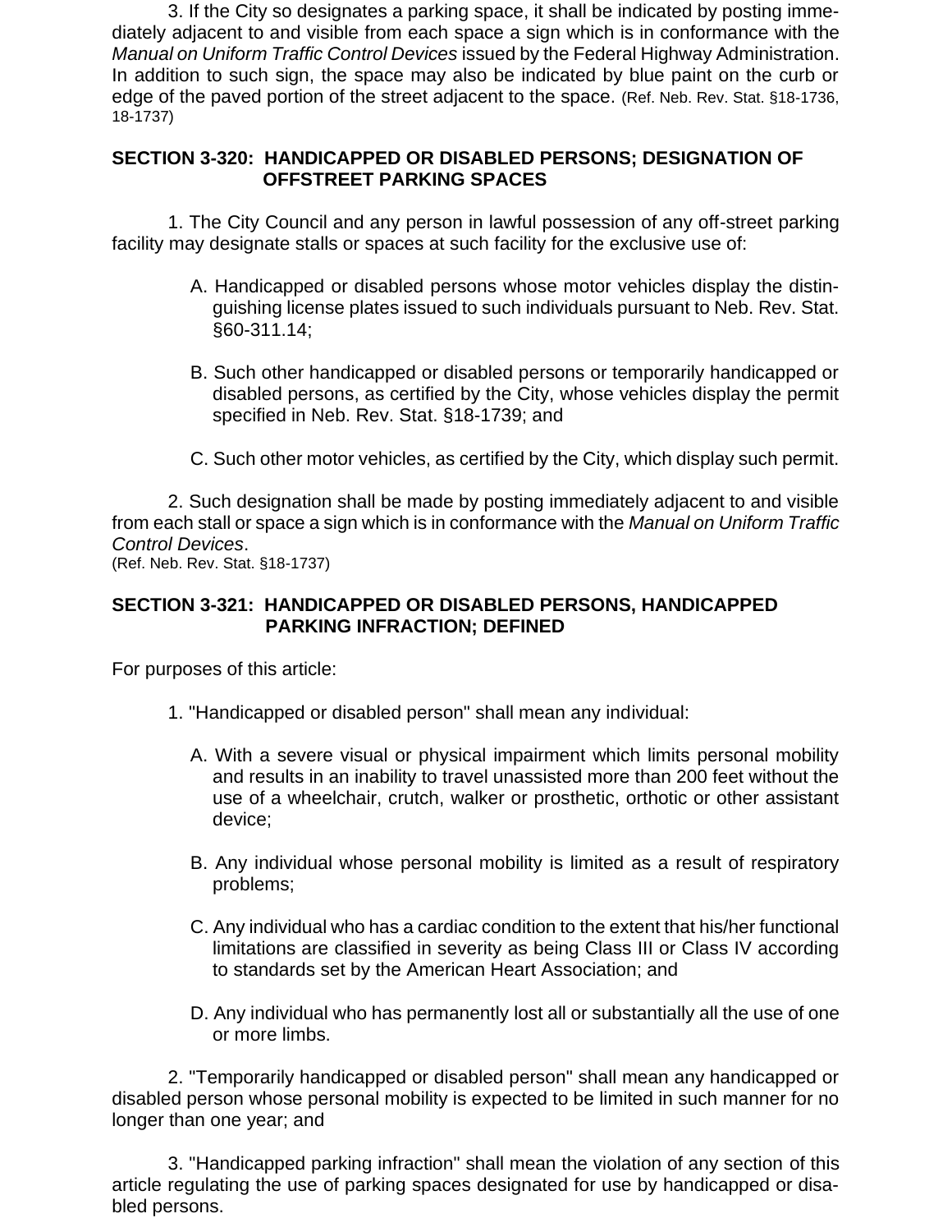3. If the City so designates a parking space, it shall be indicated by posting immediately adjacent to and visible from each space a sign which is in conformance with the *Manual on Uniform Traffic Control Devices* issued by the Federal Highway Administration. In addition to such sign, the space may also be indicated by blue paint on the curb or edge of the paved portion of the street adjacent to the space. (Ref. Neb. Rev. Stat. §18-1736, 18-1737)

## SECTION 3-320: HANDICAPPED OR DISABLED PERSONS; DESIGNATION OF OFFSTREET PARKING SPACES

1. The City Council and any person in lawful possession of any off-street parking facility may designate stalls or spaces at such facility for the exclusive use of:

   A. Handicapped or disabled persons whose motor vehicles display the distinguishing license plates issued to such individuals pursuant to Neb. Rev. Stat. §60-311.14;

   B. Such other handicapped or disabled persons or temporarily handicapped or disabled persons, as certified by the City, whose vehicles display the permit specified in Neb. Rev. Stat. §18-1739; and

   C. Such other motor vehicles, as certified by the City, which display such permit.

2. Such designation shall be made by posting immediately adjacent to and visible from each stall or space a sign which is in conformance with the *Manual on Uniform Traffic Control Devices*.
(Ref. Neb. Rev. Stat. §18-1737)

## SECTION 3-321: HANDICAPPED OR DISABLED PERSONS, HANDICAPPED PARKING INFRACTION; DEFINED

For purposes of this article:

1. "Handicapped or disabled person" shall mean any individual:

   A. With a severe visual or physical impairment which limits personal mobility and results in an inability to travel unassisted more than 200 feet without the use of a wheelchair, crutch, walker or prosthetic, orthotic or other assistant device;

   B. Any individual whose personal mobility is limited as a result of respiratory problems;

   C. Any individual who has a cardiac condition to the extent that his/her functional limitations are classified in severity as being Class III or Class IV according to standards set by the American Heart Association; and

   D. Any individual who has permanently lost all or substantially all the use of one or more limbs.

2. "Temporarily handicapped or disabled person" shall mean any handicapped or disabled person whose personal mobility is expected to be limited in such manner for no longer than one year; and

3. "Handicapped parking infraction" shall mean the violation of any section of this article regulating the use of parking spaces designated for use by handicapped or disabled persons.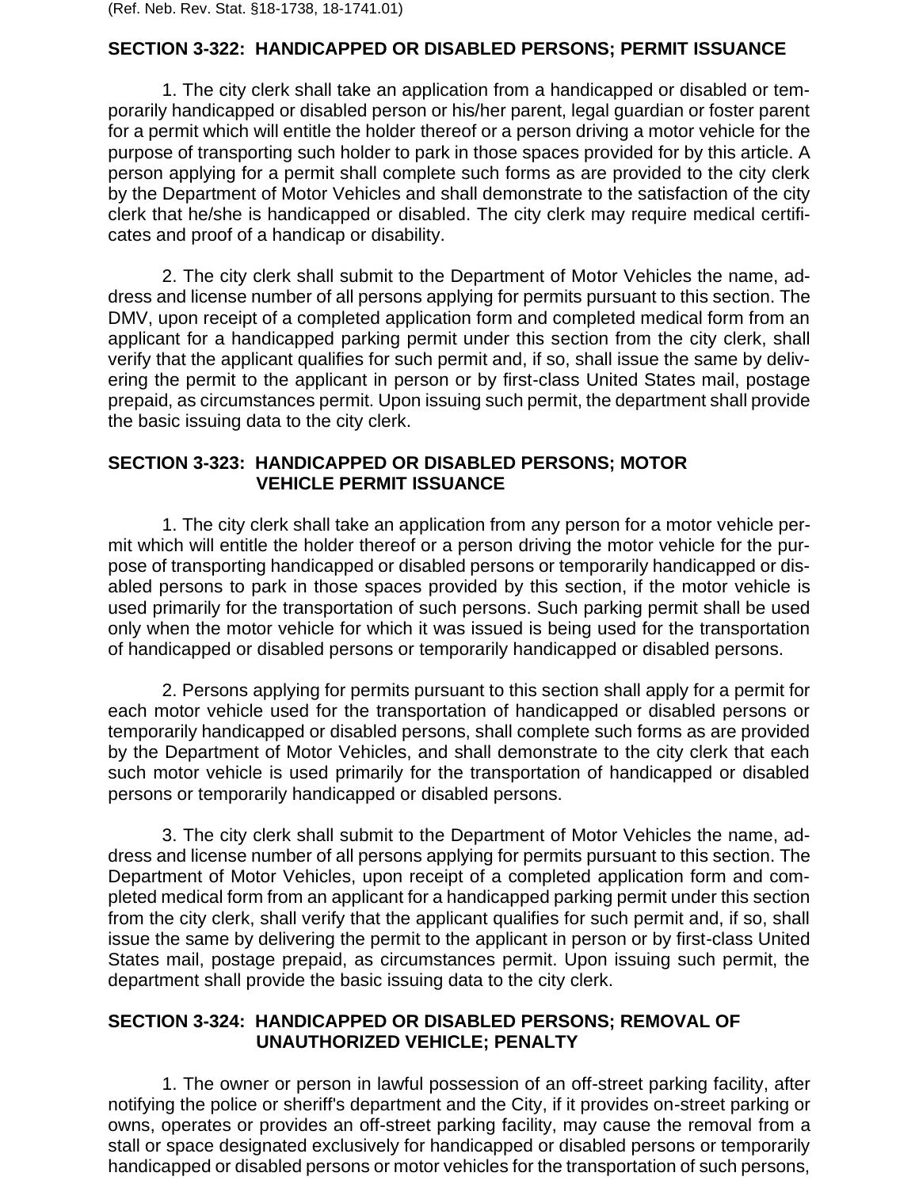(Ref. Neb. Rev. Stat. §18-1738, 18-1741.01)

## SECTION 3-322: HANDICAPPED OR DISABLED PERSONS; PERMIT ISSUANCE

1. The city clerk shall take an application from a handicapped or disabled or temporarily handicapped or disabled person or his/her parent, legal guardian or foster parent for a permit which will entitle the holder thereof or a person driving a motor vehicle for the purpose of transporting such holder to park in those spaces provided for by this article. A person applying for a permit shall complete such forms as are provided to the city clerk by the Department of Motor Vehicles and shall demonstrate to the satisfaction of the city clerk that he/she is handicapped or disabled. The city clerk may require medical certificates and proof of a handicap or disability.

2. The city clerk shall submit to the Department of Motor Vehicles the name, address and license number of all persons applying for permits pursuant to this section. The DMV, upon receipt of a completed application form and completed medical form from an applicant for a handicapped parking permit under this section from the city clerk, shall verify that the applicant qualifies for such permit and, if so, shall issue the same by delivering the permit to the applicant in person or by first-class United States mail, postage prepaid, as circumstances permit. Upon issuing such permit, the department shall provide the basic issuing data to the city clerk.

## SECTION 3-323: HANDICAPPED OR DISABLED PERSONS; MOTOR VEHICLE PERMIT ISSUANCE

1. The city clerk shall take an application from any person for a motor vehicle permit which will entitle the holder thereof or a person driving the motor vehicle for the purpose of transporting handicapped or disabled persons or temporarily handicapped or disabled persons to park in those spaces provided by this section, if the motor vehicle is used primarily for the transportation of such persons. Such parking permit shall be used only when the motor vehicle for which it was issued is being used for the transportation of handicapped or disabled persons or temporarily handicapped or disabled persons.

2. Persons applying for permits pursuant to this section shall apply for a permit for each motor vehicle used for the transportation of handicapped or disabled persons or temporarily handicapped or disabled persons, shall complete such forms as are provided by the Department of Motor Vehicles, and shall demonstrate to the city clerk that each such motor vehicle is used primarily for the transportation of handicapped or disabled persons or temporarily handicapped or disabled persons.

3. The city clerk shall submit to the Department of Motor Vehicles the name, address and license number of all persons applying for permits pursuant to this section. The Department of Motor Vehicles, upon receipt of a completed application form and completed medical form from an applicant for a handicapped parking permit under this section from the city clerk, shall verify that the applicant qualifies for such permit and, if so, shall issue the same by delivering the permit to the applicant in person or by first-class United States mail, postage prepaid, as circumstances permit. Upon issuing such permit, the department shall provide the basic issuing data to the city clerk.

## SECTION 3-324: HANDICAPPED OR DISABLED PERSONS; REMOVAL OF UNAUTHORIZED VEHICLE; PENALTY

1. The owner or person in lawful possession of an off-street parking facility, after notifying the police or sheriff's department and the City, if it provides on-street parking or owns, operates or provides an off-street parking facility, may cause the removal from a stall or space designated exclusively for handicapped or disabled persons or temporarily handicapped or disabled persons or motor vehicles for the transportation of such persons,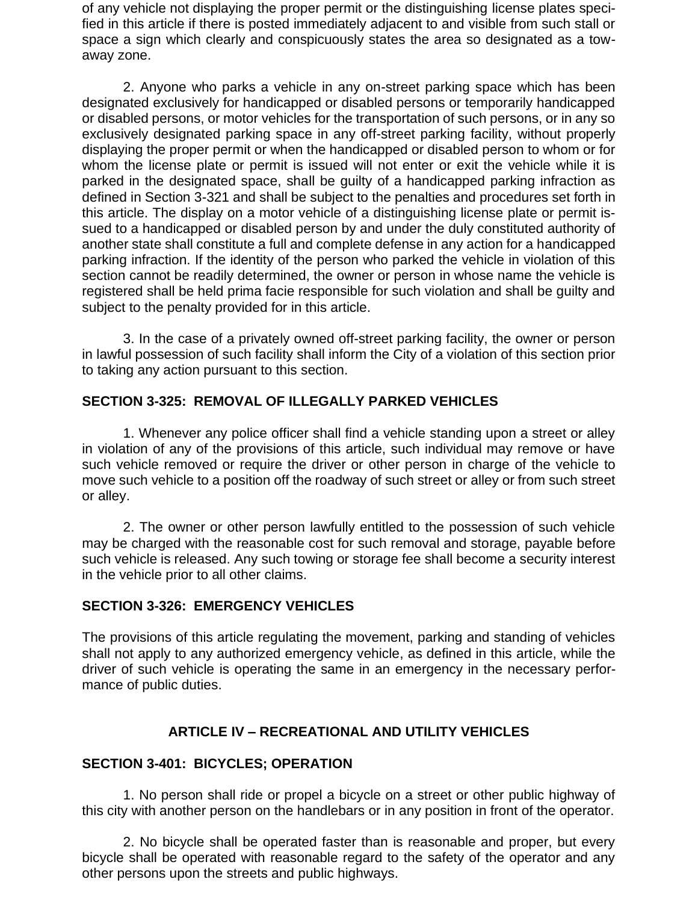of any vehicle not displaying the proper permit or the distinguishing license plates specified in this article if there is posted immediately adjacent to and visible from such stall or space a sign which clearly and conspicuously states the area so designated as a tow-away zone.

2. Anyone who parks a vehicle in any on-street parking space which has been designated exclusively for handicapped or disabled persons or temporarily handicapped or disabled persons, or motor vehicles for the transportation of such persons, or in any so exclusively designated parking space in any off-street parking facility, without properly displaying the proper permit or when the handicapped or disabled person to whom or for whom the license plate or permit is issued will not enter or exit the vehicle while it is parked in the designated space, shall be guilty of a handicapped parking infraction as defined in Section 3-321 and shall be subject to the penalties and procedures set forth in this article. The display on a motor vehicle of a distinguishing license plate or permit issued to a handicapped or disabled person by and under the duly constituted authority of another state shall constitute a full and complete defense in any action for a handicapped parking infraction. If the identity of the person who parked the vehicle in violation of this section cannot be readily determined, the owner or person in whose name the vehicle is registered shall be held prima facie responsible for such violation and shall be guilty and subject to the penalty provided for in this article.

3. In the case of a privately owned off-street parking facility, the owner or person in lawful possession of such facility shall inform the City of a violation of this section prior to taking any action pursuant to this section.

### SECTION 3-325: REMOVAL OF ILLEGALLY PARKED VEHICLES

1. Whenever any police officer shall find a vehicle standing upon a street or alley in violation of any of the provisions of this article, such individual may remove or have such vehicle removed or require the driver or other person in charge of the vehicle to move such vehicle to a position off the roadway of such street or alley or from such street or alley.

2. The owner or other person lawfully entitled to the possession of such vehicle may be charged with the reasonable cost for such removal and storage, payable before such vehicle is released. Any such towing or storage fee shall become a security interest in the vehicle prior to all other claims.

### SECTION 3-326: EMERGENCY VEHICLES

The provisions of this article regulating the movement, parking and standing of vehicles shall not apply to any authorized emergency vehicle, as defined in this article, while the driver of such vehicle is operating the same in an emergency in the necessary performance of public duties.

## ARTICLE IV – RECREATIONAL AND UTILITY VEHICLES

### SECTION 3-401: BICYCLES; OPERATION

1. No person shall ride or propel a bicycle on a street or other public highway of this city with another person on the handlebars or in any position in front of the operator.

2. No bicycle shall be operated faster than is reasonable and proper, but every bicycle shall be operated with reasonable regard to the safety of the operator and any other persons upon the streets and public highways.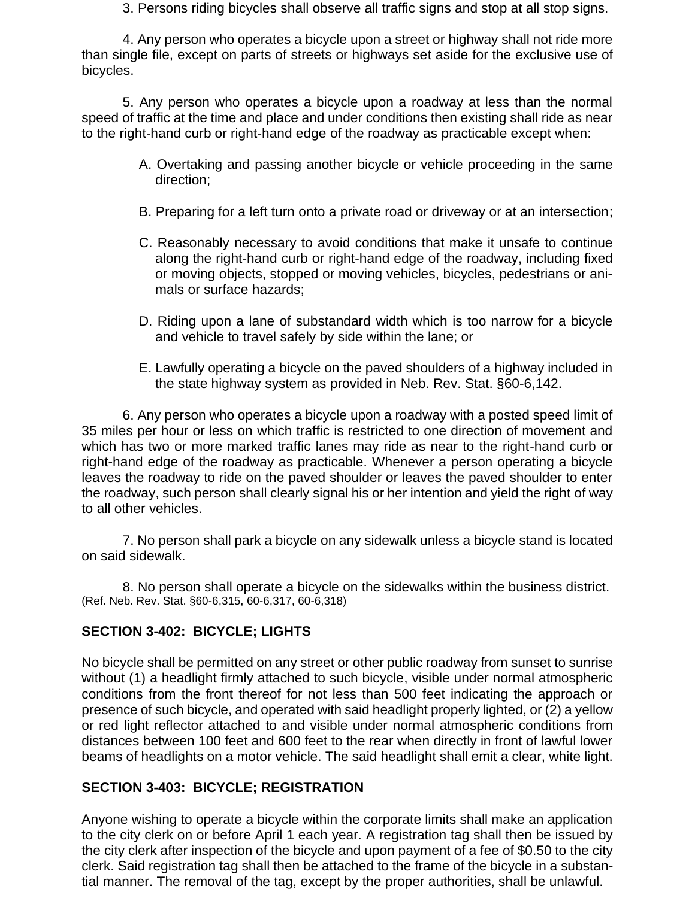3. Persons riding bicycles shall observe all traffic signs and stop at all stop signs.

4. Any person who operates a bicycle upon a street or highway shall not ride more than single file, except on parts of streets or highways set aside for the exclusive use of bicycles.

5. Any person who operates a bicycle upon a roadway at less than the normal speed of traffic at the time and place and under conditions then existing shall ride as near to the right-hand curb or right-hand edge of the roadway as practicable except when:

A. Overtaking and passing another bicycle or vehicle proceeding in the same direction;

B. Preparing for a left turn onto a private road or driveway or at an intersection;

C. Reasonably necessary to avoid conditions that make it unsafe to continue along the right-hand curb or right-hand edge of the roadway, including fixed or moving objects, stopped or moving vehicles, bicycles, pedestrians or animals or surface hazards;

D. Riding upon a lane of substandard width which is too narrow for a bicycle and vehicle to travel safely by side within the lane; or

E. Lawfully operating a bicycle on the paved shoulders of a highway included in the state highway system as provided in Neb. Rev. Stat. §60-6,142.

6. Any person who operates a bicycle upon a roadway with a posted speed limit of 35 miles per hour or less on which traffic is restricted to one direction of movement and which has two or more marked traffic lanes may ride as near to the right-hand curb or right-hand edge of the roadway as practicable. Whenever a person operating a bicycle leaves the roadway to ride on the paved shoulder or leaves the paved shoulder to enter the roadway, such person shall clearly signal his or her intention and yield the right of way to all other vehicles.

7. No person shall park a bicycle on any sidewalk unless a bicycle stand is located on said sidewalk.

8. No person shall operate a bicycle on the sidewalks within the business district.
(Ref. Neb. Rev. Stat. §60-6,315, 60-6,317, 60-6,318)

**SECTION 3-402: BICYCLE; LIGHTS**

No bicycle shall be permitted on any street or other public roadway from sunset to sunrise without (1) a headlight firmly attached to such bicycle, visible under normal atmospheric conditions from the front thereof for not less than 500 feet indicating the approach or presence of such bicycle, and operated with said headlight properly lighted, or (2) a yellow or red light reflector attached to and visible under normal atmospheric conditions from distances between 100 feet and 600 feet to the rear when directly in front of lawful lower beams of headlights on a motor vehicle. The said headlight shall emit a clear, white light.

**SECTION 3-403: BICYCLE; REGISTRATION**

Anyone wishing to operate a bicycle within the corporate limits shall make an application to the city clerk on or before April 1 each year. A registration tag shall then be issued by the city clerk after inspection of the bicycle and upon payment of a fee of $0.50 to the city clerk. Said registration tag shall then be attached to the frame of the bicycle in a substantial manner. The removal of the tag, except by the proper authorities, shall be unlawful.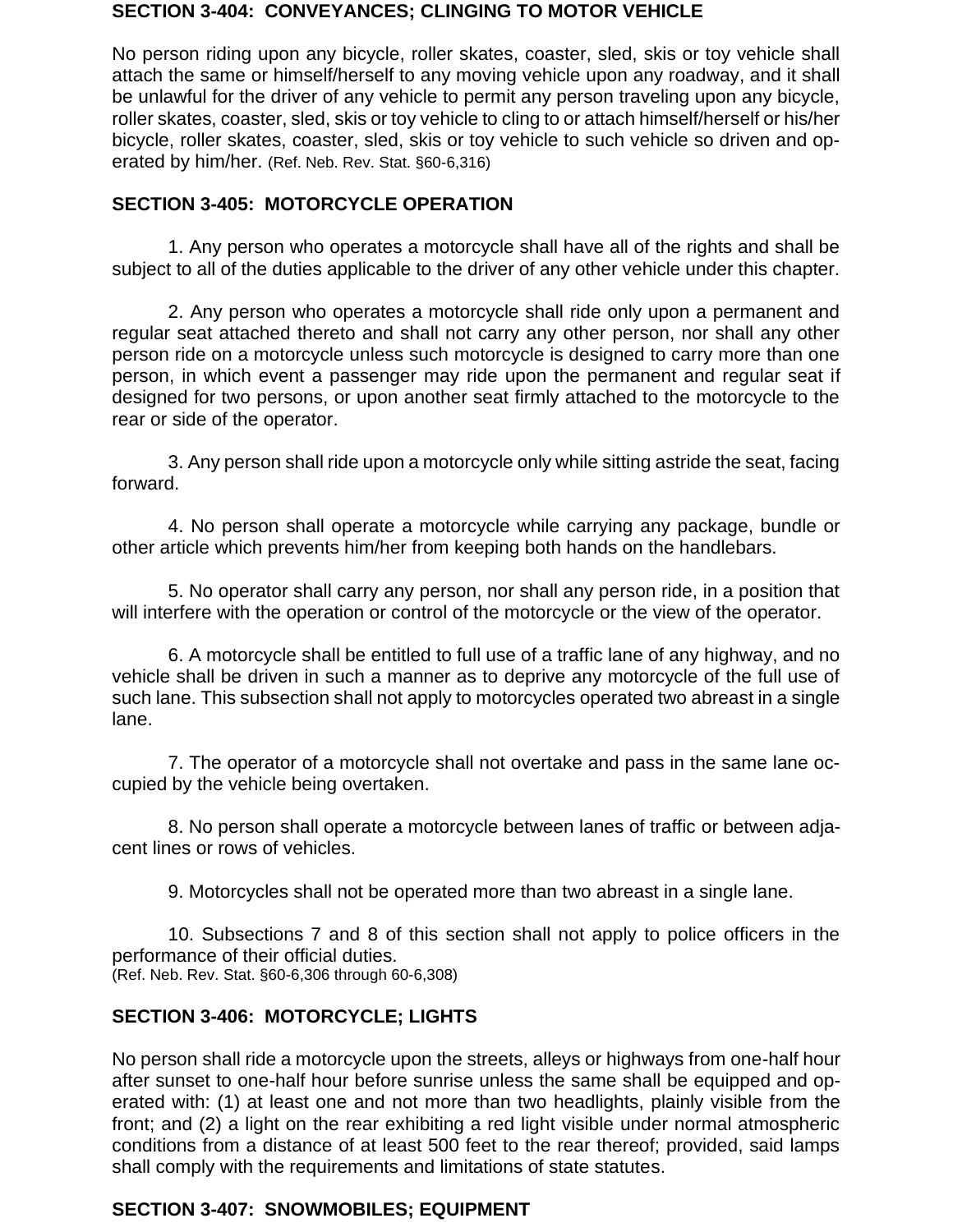**SECTION 3-404: CONVEYANCES; CLINGING TO MOTOR VEHICLE**

No person riding upon any bicycle, roller skates, coaster, sled, skis or toy vehicle shall attach the same or himself/herself to any moving vehicle upon any roadway, and it shall be unlawful for the driver of any vehicle to permit any person traveling upon any bicycle, roller skates, coaster, sled, skis or toy vehicle to cling to or attach himself/herself or his/her bicycle, roller skates, coaster, sled, skis or toy vehicle to such vehicle so driven and operated by him/her. (Ref. Neb. Rev. Stat. §60-6,316)

**SECTION 3-405: MOTORCYCLE OPERATION**

1. Any person who operates a motorcycle shall have all of the rights and shall be subject to all of the duties applicable to the driver of any other vehicle under this chapter.

2. Any person who operates a motorcycle shall ride only upon a permanent and regular seat attached thereto and shall not carry any other person, nor shall any other person ride on a motorcycle unless such motorcycle is designed to carry more than one person, in which event a passenger may ride upon the permanent and regular seat if designed for two persons, or upon another seat firmly attached to the motorcycle to the rear or side of the operator.

3. Any person shall ride upon a motorcycle only while sitting astride the seat, facing forward.

4. No person shall operate a motorcycle while carrying any package, bundle or other article which prevents him/her from keeping both hands on the handlebars.

5. No operator shall carry any person, nor shall any person ride, in a position that will interfere with the operation or control of the motorcycle or the view of the operator.

6. A motorcycle shall be entitled to full use of a traffic lane of any highway, and no vehicle shall be driven in such a manner as to deprive any motorcycle of the full use of such lane. This subsection shall not apply to motorcycles operated two abreast in a single lane.

7. The operator of a motorcycle shall not overtake and pass in the same lane occupied by the vehicle being overtaken.

8. No person shall operate a motorcycle between lanes of traffic or between adjacent lines or rows of vehicles.

9. Motorcycles shall not be operated more than two abreast in a single lane.

10. Subsections 7 and 8 of this section shall not apply to police officers in the performance of their official duties.
(Ref. Neb. Rev. Stat. §60-6,306 through 60-6,308)

**SECTION 3-406: MOTORCYCLE; LIGHTS**

No person shall ride a motorcycle upon the streets, alleys or highways from one-half hour after sunset to one-half hour before sunrise unless the same shall be equipped and operated with: (1) at least one and not more than two headlights, plainly visible from the front; and (2) a light on the rear exhibiting a red light visible under normal atmospheric conditions from a distance of at least 500 feet to the rear thereof; provided, said lamps shall comply with the requirements and limitations of state statutes.

**SECTION 3-407: SNOWMOBILES; EQUIPMENT**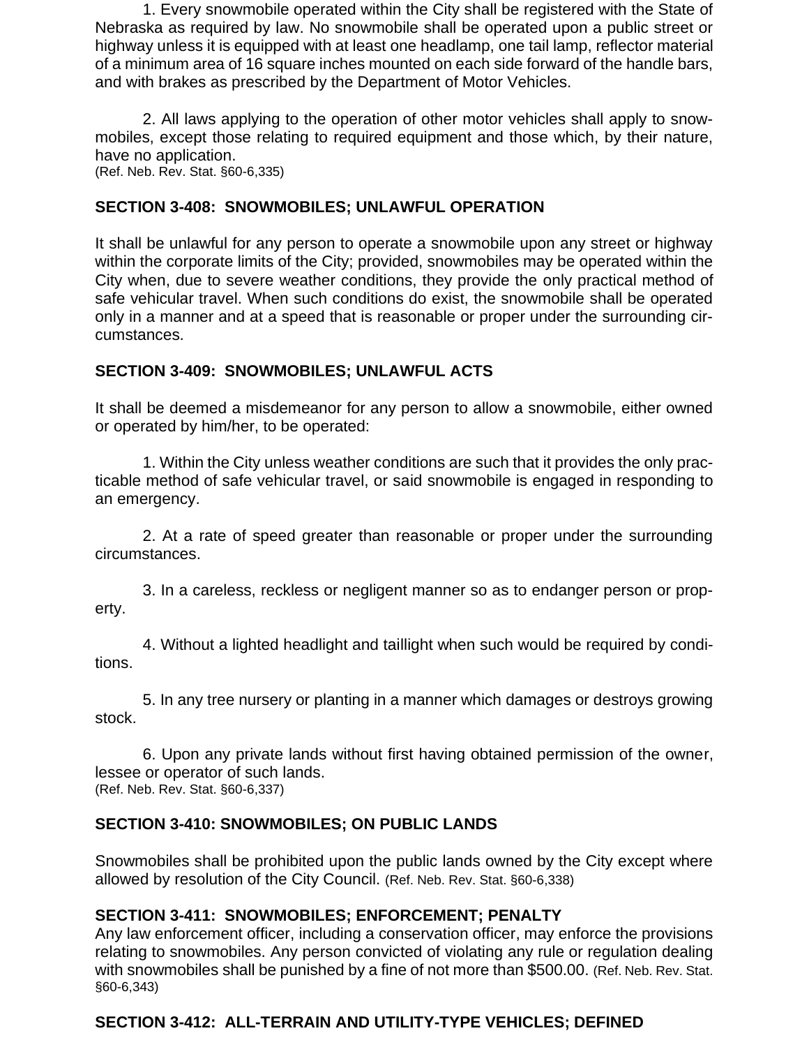1. Every snowmobile operated within the City shall be registered with the State of Nebraska as required by law. No snowmobile shall be operated upon a public street or highway unless it is equipped with at least one headlamp, one tail lamp, reflector material of a minimum area of 16 square inches mounted on each side forward of the handle bars, and with brakes as prescribed by the Department of Motor Vehicles.

2. All laws applying to the operation of other motor vehicles shall apply to snowmobiles, except those relating to required equipment and those which, by their nature, have no application.
(Ref. Neb. Rev. Stat. §60-6,335)

### SECTION 3-408: SNOWMOBILES; UNLAWFUL OPERATION

It shall be unlawful for any person to operate a snowmobile upon any street or highway within the corporate limits of the City; provided, snowmobiles may be operated within the City when, due to severe weather conditions, they provide the only practical method of safe vehicular travel. When such conditions do exist, the snowmobile shall be operated only in a manner and at a speed that is reasonable or proper under the surrounding circumstances.

### SECTION 3-409: SNOWMOBILES; UNLAWFUL ACTS

It shall be deemed a misdemeanor for any person to allow a snowmobile, either owned or operated by him/her, to be operated:

1. Within the City unless weather conditions are such that it provides the only practicable method of safe vehicular travel, or said snowmobile is engaged in responding to an emergency.

2. At a rate of speed greater than reasonable or proper under the surrounding circumstances.

3. In a careless, reckless or negligent manner so as to endanger person or property.

4. Without a lighted headlight and taillight when such would be required by conditions.

5. In any tree nursery or planting in a manner which damages or destroys growing stock.

6. Upon any private lands without first having obtained permission of the owner, lessee or operator of such lands.
(Ref. Neb. Rev. Stat. §60-6,337)

### SECTION 3-410: SNOWMOBILES; ON PUBLIC LANDS

Snowmobiles shall be prohibited upon the public lands owned by the City except where allowed by resolution of the City Council. (Ref. Neb. Rev. Stat. §60-6,338)

### SECTION 3-411: SNOWMOBILES; ENFORCEMENT; PENALTY

Any law enforcement officer, including a conservation officer, may enforce the provisions relating to snowmobiles. Any person convicted of violating any rule or regulation dealing with snowmobiles shall be punished by a fine of not more than $500.00. (Ref. Neb. Rev. Stat. §60-6,343)

### SECTION 3-412: ALL-TERRAIN AND UTILITY-TYPE VEHICLES; DEFINED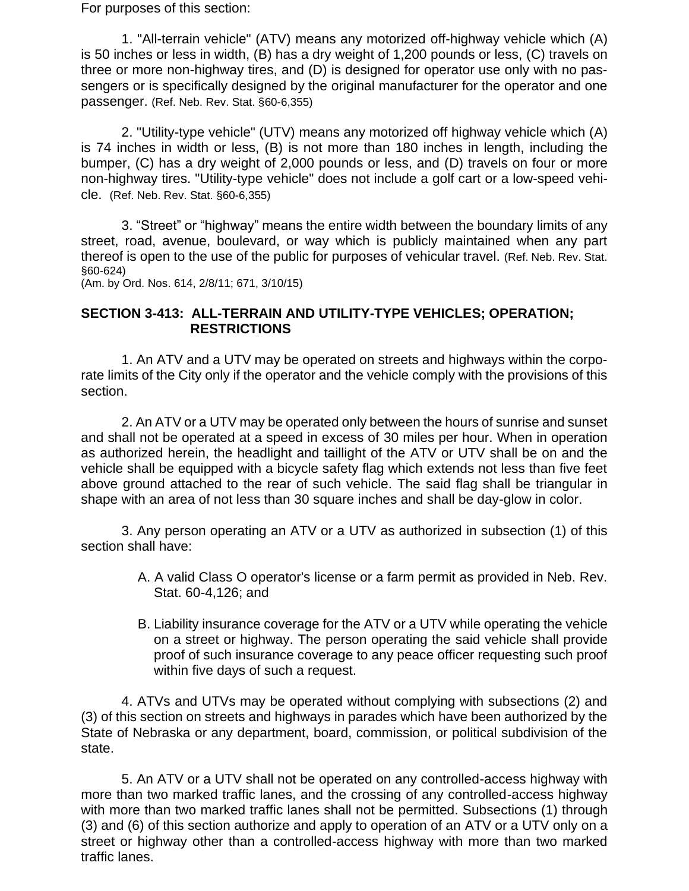For purposes of this section:

1. "All-terrain vehicle" (ATV) means any motorized off-highway vehicle which (A) is 50 inches or less in width, (B) has a dry weight of 1,200 pounds or less, (C) travels on three or more non-highway tires, and (D) is designed for operator use only with no passengers or is specifically designed by the original manufacturer for the operator and one passenger. (Ref. Neb. Rev. Stat. §60-6,355)

2. "Utility-type vehicle" (UTV) means any motorized off highway vehicle which (A) is 74 inches in width or less, (B) is not more than 180 inches in length, including the bumper, (C) has a dry weight of 2,000 pounds or less, and (D) travels on four or more non-highway tires. "Utility-type vehicle" does not include a golf cart or a low-speed vehicle. (Ref. Neb. Rev. Stat. §60-6,355)

3. "Street" or "highway" means the entire width between the boundary limits of any street, road, avenue, boulevard, or way which is publicly maintained when any part thereof is open to the use of the public for purposes of vehicular travel. (Ref. Neb. Rev. Stat. §60-624)
(Am. by Ord. Nos. 614, 2/8/11; 671, 3/10/15)

## SECTION 3-413: ALL-TERRAIN AND UTILITY-TYPE VEHICLES; OPERATION; RESTRICTIONS

1. An ATV and a UTV may be operated on streets and highways within the corporate limits of the City only if the operator and the vehicle comply with the provisions of this section.

2. An ATV or a UTV may be operated only between the hours of sunrise and sunset and shall not be operated at a speed in excess of 30 miles per hour. When in operation as authorized herein, the headlight and taillight of the ATV or UTV shall be on and the vehicle shall be equipped with a bicycle safety flag which extends not less than five feet above ground attached to the rear of such vehicle. The said flag shall be triangular in shape with an area of not less than 30 square inches and shall be day-glow in color.

3. Any person operating an ATV or a UTV as authorized in subsection (1) of this section shall have:

A. A valid Class O operator's license or a farm permit as provided in Neb. Rev. Stat. 60-4,126; and

B. Liability insurance coverage for the ATV or a UTV while operating the vehicle on a street or highway. The person operating the said vehicle shall provide proof of such insurance coverage to any peace officer requesting such proof within five days of such a request.

4. ATVs and UTVs may be operated without complying with subsections (2) and (3) of this section on streets and highways in parades which have been authorized by the State of Nebraska or any department, board, commission, or political subdivision of the state.

5. An ATV or a UTV shall not be operated on any controlled-access highway with more than two marked traffic lanes, and the crossing of any controlled-access highway with more than two marked traffic lanes shall not be permitted. Subsections (1) through (3) and (6) of this section authorize and apply to operation of an ATV or a UTV only on a street or highway other than a controlled-access highway with more than two marked traffic lanes.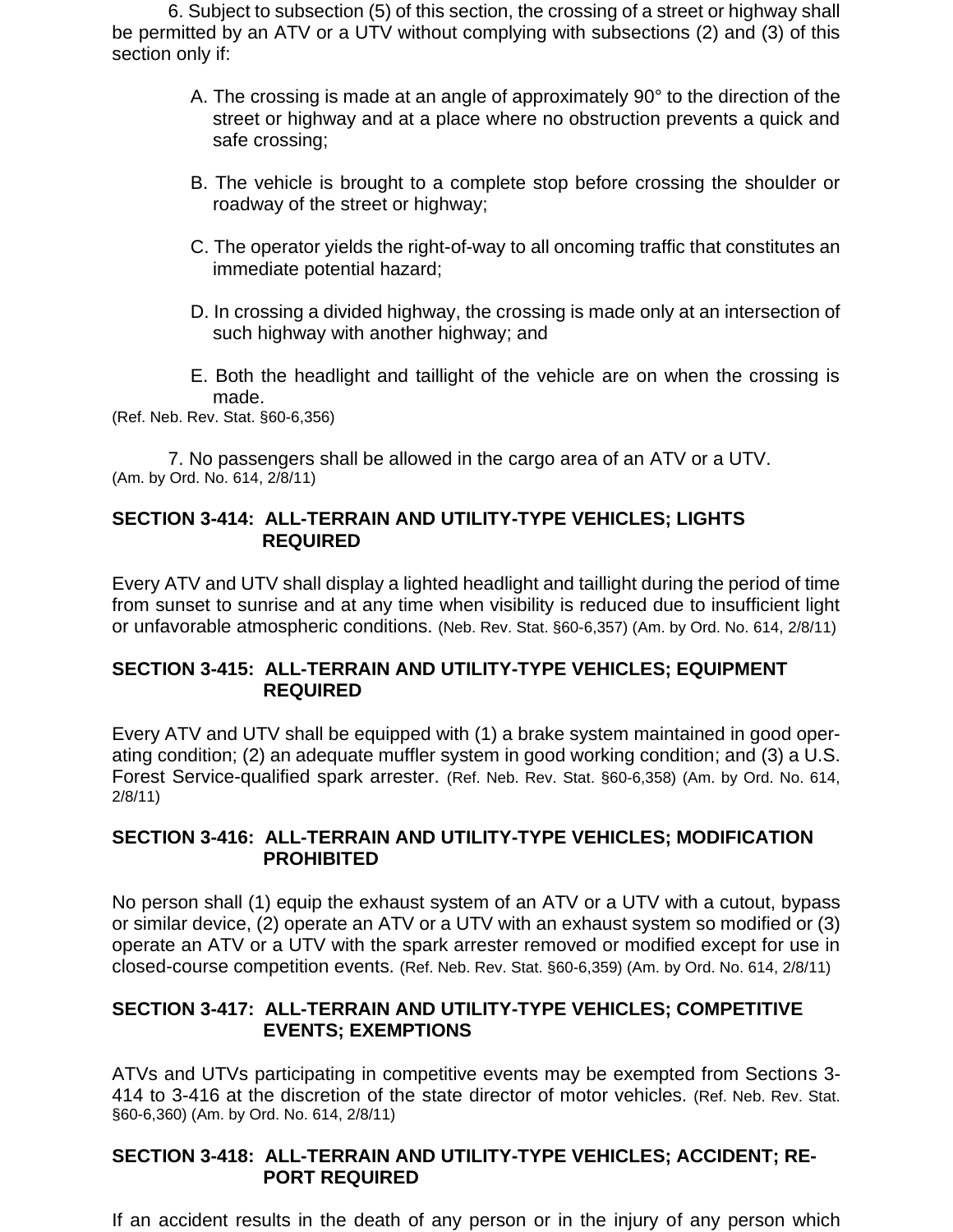6. Subject to subsection (5) of this section, the crossing of a street or highway shall be permitted by an ATV or a UTV without complying with subsections (2) and (3) of this section only if:

A. The crossing is made at an angle of approximately 90° to the direction of the street or highway and at a place where no obstruction prevents a quick and safe crossing;

B. The vehicle is brought to a complete stop before crossing the shoulder or roadway of the street or highway;

C. The operator yields the right-of-way to all oncoming traffic that constitutes an immediate potential hazard;

D. In crossing a divided highway, the crossing is made only at an intersection of such highway with another highway; and

E. Both the headlight and taillight of the vehicle are on when the crossing is made.

(Ref. Neb. Rev. Stat. §60-6,356)

7. No passengers shall be allowed in the cargo area of an ATV or a UTV.
(Am. by Ord. No. 614, 2/8/11)

**SECTION 3-414: ALL-TERRAIN AND UTILITY-TYPE VEHICLES; LIGHTS REQUIRED**

Every ATV and UTV shall display a lighted headlight and taillight during the period of time from sunset to sunrise and at any time when visibility is reduced due to insufficient light or unfavorable atmospheric conditions. (Neb. Rev. Stat. §60-6,357) (Am. by Ord. No. 614, 2/8/11)

**SECTION 3-415: ALL-TERRAIN AND UTILITY-TYPE VEHICLES; EQUIPMENT REQUIRED**

Every ATV and UTV shall be equipped with (1) a brake system maintained in good operating condition; (2) an adequate muffler system in good working condition; and (3) a U.S. Forest Service-qualified spark arrester. (Ref. Neb. Rev. Stat. §60-6,358) (Am. by Ord. No. 614, 2/8/11)

**SECTION 3-416: ALL-TERRAIN AND UTILITY-TYPE VEHICLES; MODIFICATION PROHIBITED**

No person shall (1) equip the exhaust system of an ATV or a UTV with a cutout, bypass or similar device, (2) operate an ATV or a UTV with an exhaust system so modified or (3) operate an ATV or a UTV with the spark arrester removed or modified except for use in closed-course competition events. (Ref. Neb. Rev. Stat. §60-6,359) (Am. by Ord. No. 614, 2/8/11)

**SECTION 3-417: ALL-TERRAIN AND UTILITY-TYPE VEHICLES; COMPETITIVE EVENTS; EXEMPTIONS**

ATVs and UTVs participating in competitive events may be exempted from Sections 3-414 to 3-416 at the discretion of the state director of motor vehicles. (Ref. Neb. Rev. Stat. §60-6,360) (Am. by Ord. No. 614, 2/8/11)

**SECTION 3-418: ALL-TERRAIN AND UTILITY-TYPE VEHICLES; ACCIDENT; REPORT REQUIRED**

If an accident results in the death of any person or in the injury of any person which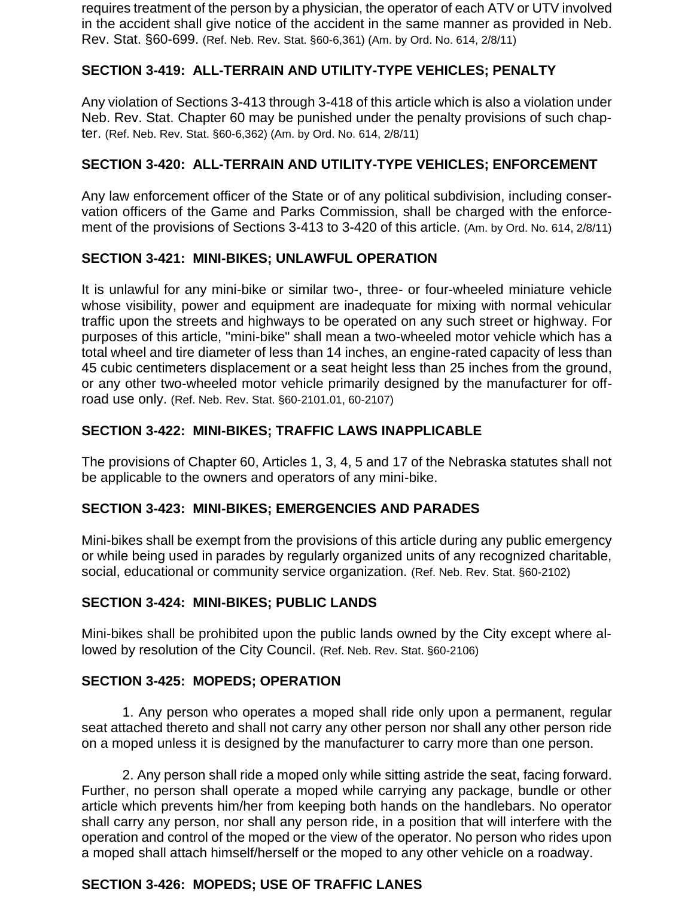requires treatment of the person by a physician, the operator of each ATV or UTV involved in the accident shall give notice of the accident in the same manner as provided in Neb. Rev. Stat. §60-699. (Ref. Neb. Rev. Stat. §60-6,361) (Am. by Ord. No. 614, 2/8/11)

### SECTION 3-419: ALL-TERRAIN AND UTILITY-TYPE VEHICLES; PENALTY

Any violation of Sections 3-413 through 3-418 of this article which is also a violation under Neb. Rev. Stat. Chapter 60 may be punished under the penalty provisions of such chapter. (Ref. Neb. Rev. Stat. §60-6,362) (Am. by Ord. No. 614, 2/8/11)

### SECTION 3-420: ALL-TERRAIN AND UTILITY-TYPE VEHICLES; ENFORCEMENT

Any law enforcement officer of the State or of any political subdivision, including conservation officers of the Game and Parks Commission, shall be charged with the enforcement of the provisions of Sections 3-413 to 3-420 of this article. (Am. by Ord. No. 614, 2/8/11)

### SECTION 3-421: MINI-BIKES; UNLAWFUL OPERATION

It is unlawful for any mini-bike or similar two-, three- or four-wheeled miniature vehicle whose visibility, power and equipment are inadequate for mixing with normal vehicular traffic upon the streets and highways to be operated on any such street or highway. For purposes of this article, "mini-bike" shall mean a two-wheeled motor vehicle which has a total wheel and tire diameter of less than 14 inches, an engine-rated capacity of less than 45 cubic centimeters displacement or a seat height less than 25 inches from the ground, or any other two-wheeled motor vehicle primarily designed by the manufacturer for off-road use only. (Ref. Neb. Rev. Stat. §60-2101.01, 60-2107)

### SECTION 3-422: MINI-BIKES; TRAFFIC LAWS INAPPLICABLE

The provisions of Chapter 60, Articles 1, 3, 4, 5 and 17 of the Nebraska statutes shall not be applicable to the owners and operators of any mini-bike.

### SECTION 3-423: MINI-BIKES; EMERGENCIES AND PARADES

Mini-bikes shall be exempt from the provisions of this article during any public emergency or while being used in parades by regularly organized units of any recognized charitable, social, educational or community service organization. (Ref. Neb. Rev. Stat. §60-2102)

### SECTION 3-424: MINI-BIKES; PUBLIC LANDS

Mini-bikes shall be prohibited upon the public lands owned by the City except where allowed by resolution of the City Council. (Ref. Neb. Rev. Stat. §60-2106)

### SECTION 3-425: MOPEDS; OPERATION

1. Any person who operates a moped shall ride only upon a permanent, regular seat attached thereto and shall not carry any other person nor shall any other person ride on a moped unless it is designed by the manufacturer to carry more than one person.

2. Any person shall ride a moped only while sitting astride the seat, facing forward. Further, no person shall operate a moped while carrying any package, bundle or other article which prevents him/her from keeping both hands on the handlebars. No operator shall carry any person, nor shall any person ride, in a position that will interfere with the operation and control of the moped or the view of the operator. No person who rides upon a moped shall attach himself/herself or the moped to any other vehicle on a roadway.

### SECTION 3-426: MOPEDS; USE OF TRAFFIC LANES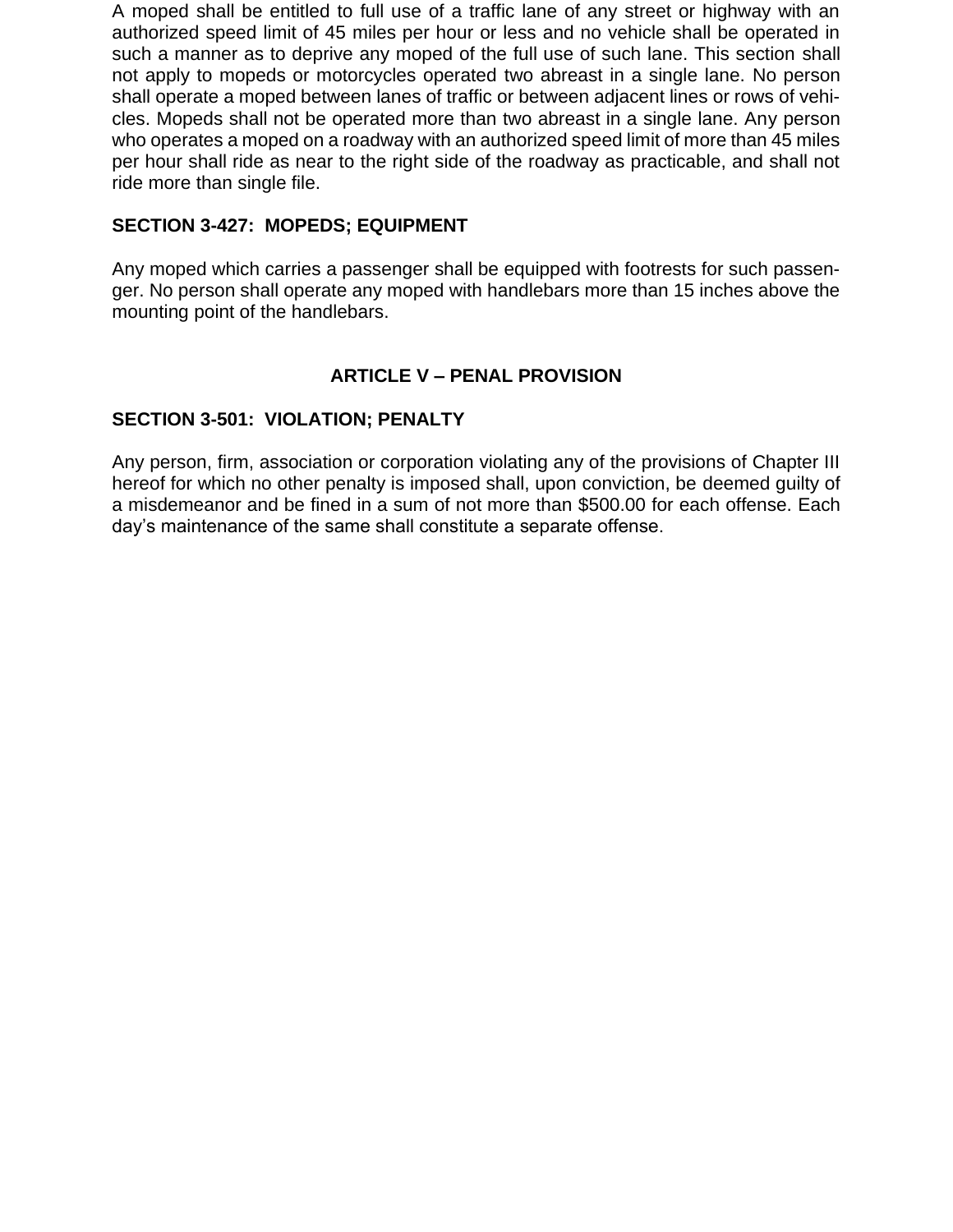A moped shall be entitled to full use of a traffic lane of any street or highway with an authorized speed limit of 45 miles per hour or less and no vehicle shall be operated in such a manner as to deprive any moped of the full use of such lane. This section shall not apply to mopeds or motorcycles operated two abreast in a single lane. No person shall operate a moped between lanes of traffic or between adjacent lines or rows of vehicles. Mopeds shall not be operated more than two abreast in a single lane. Any person who operates a moped on a roadway with an authorized speed limit of more than 45 miles per hour shall ride as near to the right side of the roadway as practicable, and shall not ride more than single file.

### SECTION 3-427: MOPEDS; EQUIPMENT

Any moped which carries a passenger shall be equipped with footrests for such passenger. No person shall operate any moped with handlebars more than 15 inches above the mounting point of the handlebars.

## ARTICLE V – PENAL PROVISION

### SECTION 3-501: VIOLATION; PENALTY

Any person, firm, association or corporation violating any of the provisions of Chapter III hereof for which no other penalty is imposed shall, upon conviction, be deemed guilty of a misdemeanor and be fined in a sum of not more than $500.00 for each offense. Each day's maintenance of the same shall constitute a separate offense.